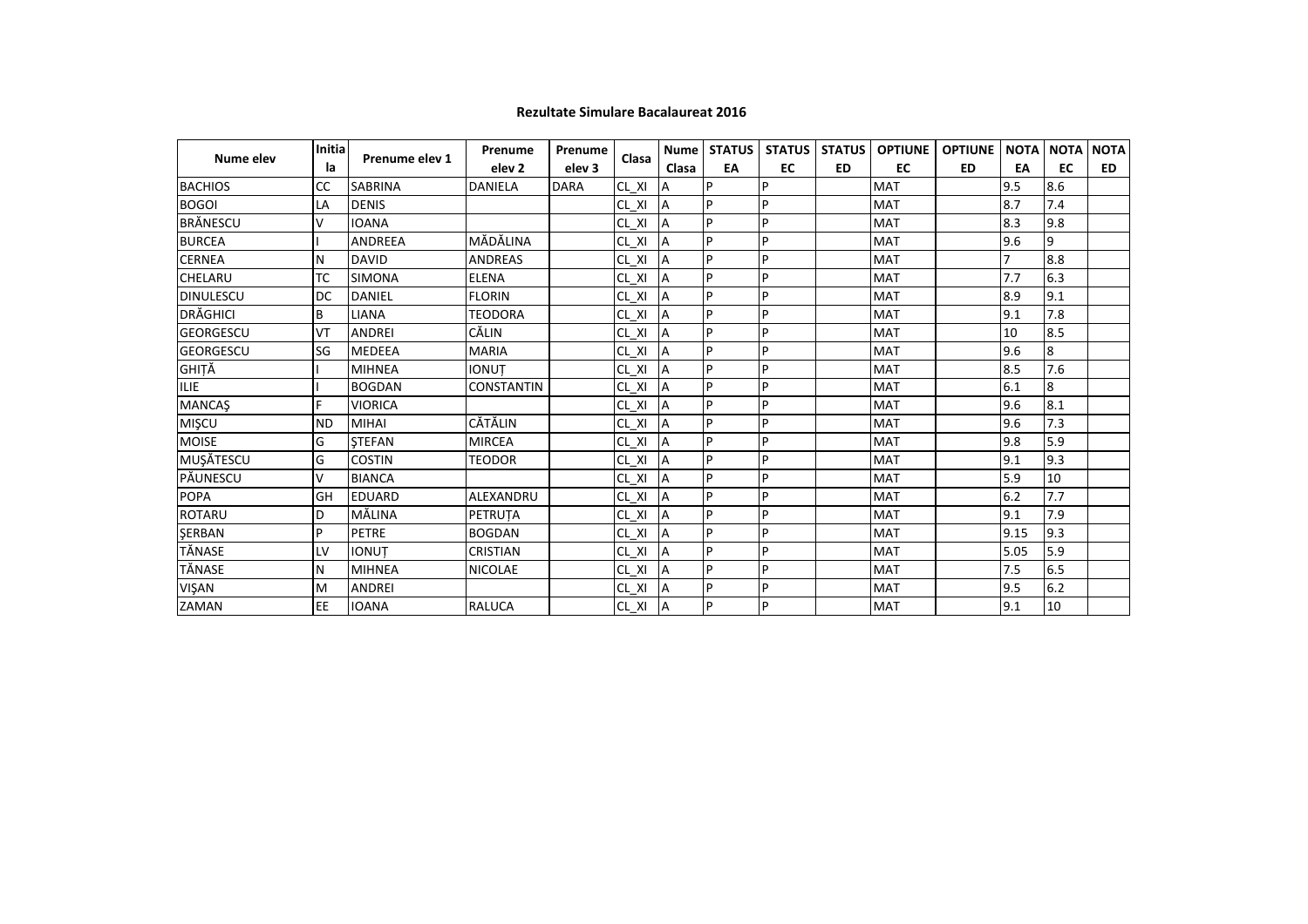**Rezultate Simulare Bacalaureat 2016**

| Nume elev | Initiala | Prenume elev 1 | Prenume elev 2 | Prenume elev 3 | Clasa | Nume Clasa | STATUS EA | STATUS EC | STATUS ED | OPTIUNE EC | OPTIUNE ED | NOTA EA | NOTA EC | NOTA ED |
|---|---|---|---|---|---|---|---|---|---|---|---|---|---|---|
| BACHIOS | CC | SABRINA | DANIELA | DARA | CL_XI | A | P | P | | MAT | | 9.5 | 8.6 | |
| BOGOI | LA | DENIS | | | CL_XI | A | P | P | | MAT | | 8.7 | 7.4 | |
| BRĂNESCU | V | IOANA | | | CL_XI | A | P | P | | MAT | | 8.3 | 9.8 | |
| BURCEA | I | ANDREEA | MĂDĂLINA | | CL_XI | A | P | P | | MAT | | 9.6 | 9 | |
| CERNEA | N | DAVID | ANDREAS | | CL_XI | A | P | P | | MAT | | 7 | 8.8 | |
| CHELARU | TC | SIMONA | ELENA | | CL_XI | A | P | P | | MAT | | 7.7 | 6.3 | |
| DINULESCU | DC | DANIEL | FLORIN | | CL_XI | A | P | P | | MAT | | 8.9 | 9.1 | |
| DRĂGHICI | B | LIANA | TEODORA | | CL_XI | A | P | P | | MAT | | 9.1 | 7.8 | |
| GEORGESCU | VT | ANDREI | CĂLIN | | CL_XI | A | P | P | | MAT | | 10 | 8.5 | |
| GEORGESCU | SG | MEDEEA | MARIA | | CL_XI | A | P | P | | MAT | | 9.6 | 8 | |
| GHIȚĂ | I | MIHNEA | IONUȚ | | CL_XI | A | P | P | | MAT | | 8.5 | 7.6 | |
| ILIE | I | BOGDAN | CONSTANTIN | | CL_XI | A | P | P | | MAT | | 6.1 | 8 | |
| MANCAȘ | F | VIORICA | | | CL_XI | A | P | P | | MAT | | 9.6 | 8.1 | |
| MIȘCU | ND | MIHAI | CĂTĂLIN | | CL_XI | A | P | P | | MAT | | 9.6 | 7.3 | |
| MOISE | G | ȘTEFAN | MIRCEA | | CL_XI | A | P | P | | MAT | | 9.8 | 5.9 | |
| MUȘĂTESCU | G | COSTIN | TEODOR | | CL_XI | A | P | P | | MAT | | 9.1 | 9.3 | |
| PĂUNESCU | V | BIANCA | | | CL_XI | A | P | P | | MAT | | 5.9 | 10 | |
| POPA | GH | EDUARD | ALEXANDRU | | CL_XI | A | P | P | | MAT | | 6.2 | 7.7 | |
| ROTARU | D | MĂLINA | PETRUȚA | | CL_XI | A | P | P | | MAT | | 9.1 | 7.9 | |
| ȘERBAN | P | PETRE | BOGDAN | | CL_XI | A | P | P | | MAT | | 9.15 | 9.3 | |
| TĂNASE | LV | IONUȚ | CRISTIAN | | CL_XI | A | P | P | | MAT | | 5.05 | 5.9 | |
| TĂNASE | N | MIHNEA | NICOLAE | | CL_XI | A | P | P | | MAT | | 7.5 | 6.5 | |
| VIȘAN | M | ANDREI | | | CL_XI | A | P | P | | MAT | | 9.5 | 6.2 | |
| ZAMAN | EE | IOANA | RALUCA | | CL_XI | A | P | P | | MAT | | 9.1 | 10 | |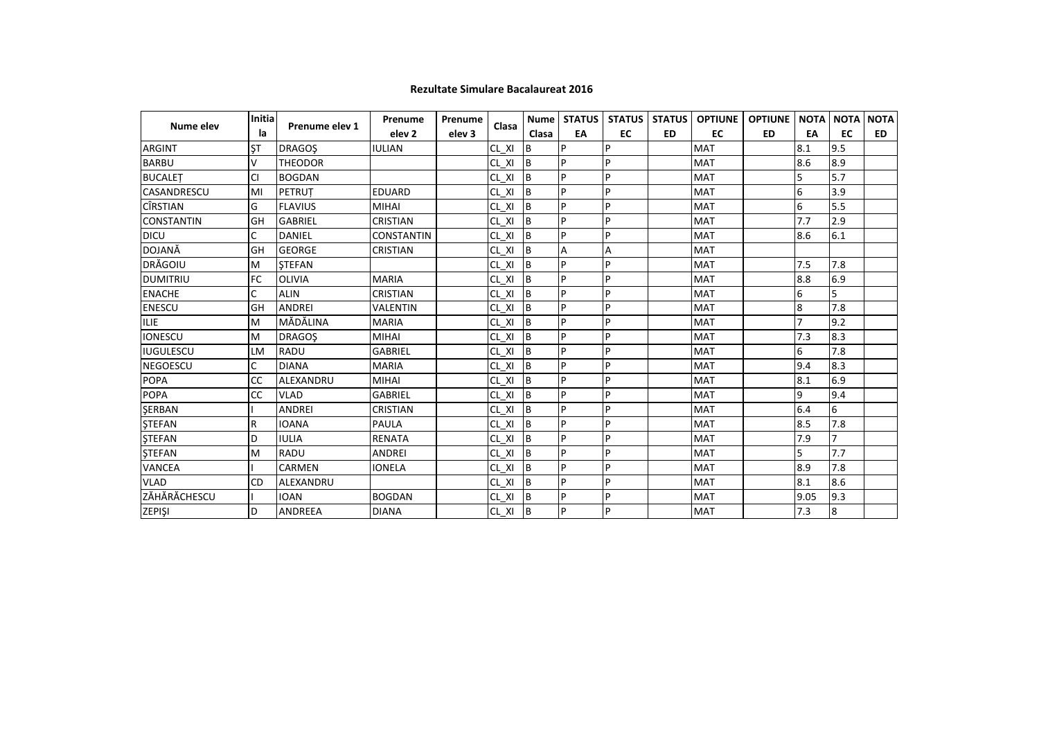**Rezultate Simulare Bacalaureat 2016**

| Nume elev | Initiala | Prenume elev 1 | Prenume elev 2 | Prenume elev 3 | Clasa | Nume Clasa | STATUS EA | STATUS EC | STATUS ED | OPTIUNE EC | OPTIUNE ED | NOTA EA | NOTA EC | NOTA ED |
|---|---|---|---|---|---|---|---|---|---|---|---|---|---|---|
| ARGINT | ŞT | DRAGOŞ | IULIAN | | CL_XI | B | P | P | | MAT | | 8.1 | 9.5 | |
| BARBU | V | THEODOR | | | CL_XI | B | P | P | | MAT | | 8.6 | 8.9 | |
| BUCALEŢ | CI | BOGDAN | | | CL_XI | B | P | P | | MAT | | 5 | 5.7 | |
| CASANDRESCU | MI | PETRUŢ | EDUARD | | CL_XI | B | P | P | | MAT | | 6 | 3.9 | |
| CÎRSTIAN | G | FLAVIUS | MIHAI | | CL_XI | B | P | P | | MAT | | 6 | 5.5 | |
| CONSTANTIN | GH | GABRIEL | CRISTIAN | | CL_XI | B | P | P | | MAT | | 7.7 | 2.9 | |
| DICU | C | DANIEL | CONSTANTIN | | CL_XI | B | P | P | | MAT | | 8.6 | 6.1 | |
| DOJANĂ | GH | GEORGE | CRISTIAN | | CL_XI | B | A | A | | MAT | | | | |
| DRĂGOIU | M | ŞTEFAN | | | CL_XI | B | P | P | | MAT | | 7.5 | 7.8 | |
| DUMITRIU | FC | OLIVIA | MARIA | | CL_XI | B | P | P | | MAT | | 8.8 | 6.9 | |
| ENACHE | C | ALIN | CRISTIAN | | CL_XI | B | P | P | | MAT | | 6 | 5 | |
| ENESCU | GH | ANDREI | VALENTIN | | CL_XI | B | P | P | | MAT | | 8 | 7.8 | |
| ILIE | M | MĂDĂLINA | MARIA | | CL_XI | B | P | P | | MAT | | 7 | 9.2 | |
| IONESCU | M | DRAGOŞ | MIHAI | | CL_XI | B | P | P | | MAT | | 7.3 | 8.3 | |
| IUGULESCU | LM | RADU | GABRIEL | | CL_XI | B | P | P | | MAT | | 6 | 7.8 | |
| NEGOESCU | C | DIANA | MARIA | | CL_XI | B | P | P | | MAT | | 9.4 | 8.3 | |
| POPA | CC | ALEXANDRU | MIHAI | | CL_XI | B | P | P | | MAT | | 8.1 | 6.9 | |
| POPA | CC | VLAD | GABRIEL | | CL_XI | B | P | P | | MAT | | 9 | 9.4 | |
| ŞERBAN | I | ANDREI | CRISTIAN | | CL_XI | B | P | P | | MAT | | 6.4 | 6 | |
| ŞTEFAN | R | IOANA | PAULA | | CL_XI | B | P | P | | MAT | | 8.5 | 7.8 | |
| ŞTEFAN | D | IULIA | RENATA | | CL_XI | B | P | P | | MAT | | 7.9 | 7 | |
| ŞTEFAN | M | RADU | ANDREI | | CL_XI | B | P | P | | MAT | | 5 | 7.7 | |
| VANCEA | I | CARMEN | IONELA | | CL_XI | B | P | P | | MAT | | 8.9 | 7.8 | |
| VLAD | CD | ALEXANDRU | | | CL_XI | B | P | P | | MAT | | 8.1 | 8.6 | |
| ZĂHĂRĂCHESCU | I | IOAN | BOGDAN | | CL_XI | B | P | P | | MAT | | 9.05 | 9.3 | |
| ZEPIŞI | D | ANDREEA | DIANA | | CL_XI | B | P | P | | MAT | | 7.3 | 8 | |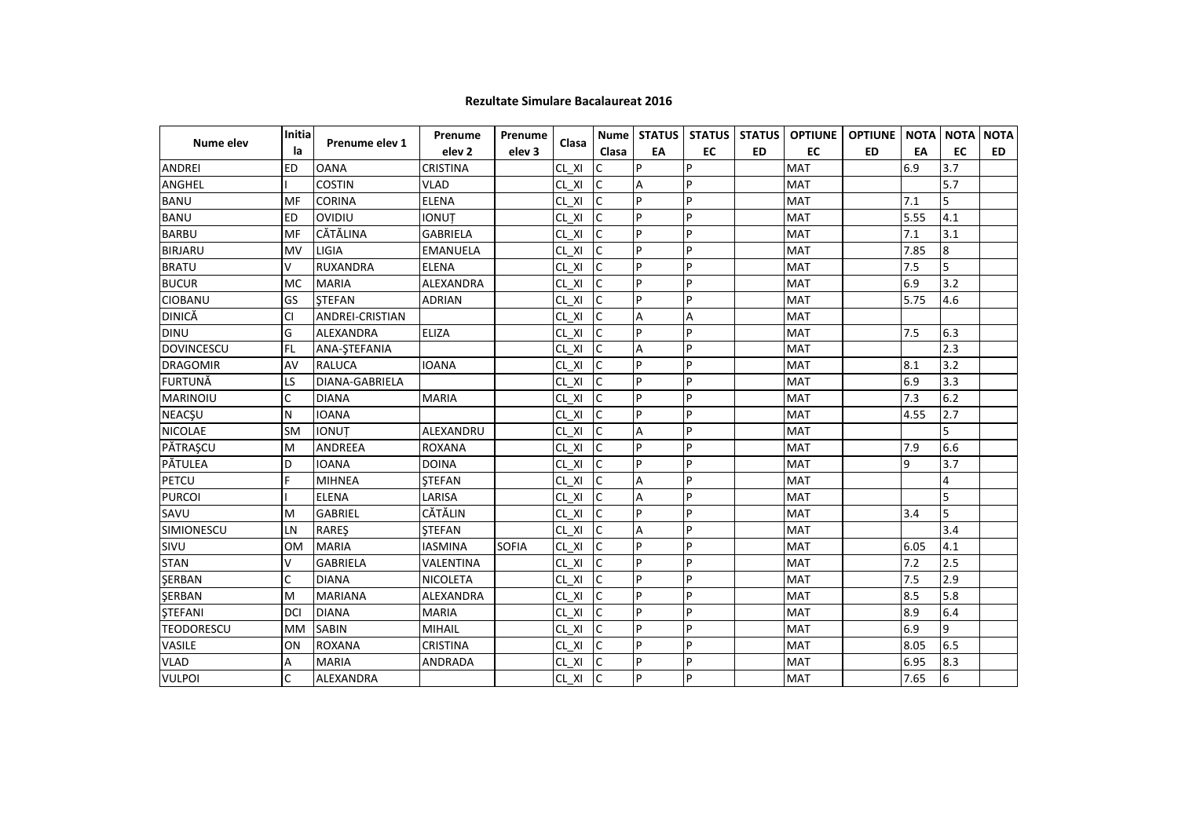**Rezultate Simulare Bacalaureat 2016**

| Nume elev | Initiala | Prenume elev 1 | Prenume elev 2 | Prenume elev 3 | Clasa | Nume Clasa | STATUS EA | STATUS EC | STATUS ED | OPTIUNE EC | OPTIUNE ED | NOTA EA | NOTA EC | NOTA ED |
|---|---|---|---|---|---|---|---|---|---|---|---|---|---|---|
| ANDREI | ED | OANA | CRISTINA | | CL_XI | C | P | P | | MAT | | 6.9 | 3.7 | |
| ANGHEL | I | COSTIN | VLAD | | CL_XI | C | A | P | | MAT | | | 5.7 | |
| BANU | MF | CORINA | ELENA | | CL_XI | C | P | P | | MAT | | 7.1 | 5 | |
| BANU | ED | OVIDIU | IONUȚ | | CL_XI | C | P | P | | MAT | | 5.55 | 4.1 | |
| BARBU | MF | CĂTĂLINA | GABRIELA | | CL_XI | C | P | P | | MAT | | 7.1 | 3.1 | |
| BIRJARU | MV | LIGIA | EMANUELA | | CL_XI | C | P | P | | MAT | | 7.85 | 8 | |
| BRATU | V | RUXANDRA | ELENA | | CL_XI | C | P | P | | MAT | | 7.5 | 5 | |
| BUCUR | MC | MARIA | ALEXANDRA | | CL_XI | C | P | P | | MAT | | 6.9 | 3.2 | |
| CIOBANU | GS | ŞTEFAN | ADRIAN | | CL_XI | C | P | P | | MAT | | 5.75 | 4.6 | |
| DINICĂ | CI | ANDREI-CRISTIAN | | | CL_XI | C | A | A | | MAT | | | | |
| DINU | G | ALEXANDRA | ELIZA | | CL_XI | C | P | P | | MAT | | 7.5 | 6.3 | |
| DOVINCESCU | FL | ANA-ŞTEFANIA | | | CL_XI | C | A | P | | MAT | | | 2.3 | |
| DRAGOMIR | AV | RALUCA | IOANA | | CL_XI | C | P | P | | MAT | | 8.1 | 3.2 | |
| FURTUNĂ | LS | DIANA-GABRIELA | | | CL_XI | C | P | P | | MAT | | 6.9 | 3.3 | |
| MARINOIU | C | DIANA | MARIA | | CL_XI | C | P | P | | MAT | | 7.3 | 6.2 | |
| NEACŞU | N | IOANA | | | CL_XI | C | P | P | | MAT | | 4.55 | 2.7 | |
| NICOLAE | SM | IONUȚ | ALEXANDRU | | CL_XI | C | A | P | | MAT | | | 5 | |
| PĂTRAŞCU | M | ANDREEA | ROXANA | | CL_XI | C | P | P | | MAT | | 7.9 | 6.6 | |
| PĂTULEA | D | IOANA | DOINA | | CL_XI | C | P | P | | MAT | | 9 | 3.7 | |
| PETCU | F | MIHNEA | ŞTEFAN | | CL_XI | C | A | P | | MAT | | | 4 | |
| PURCOI | I | ELENA | LARISA | | CL_XI | C | A | P | | MAT | | | 5 | |
| SAVU | M | GABRIEL | CĂTĂLIN | | CL_XI | C | P | P | | MAT | | 3.4 | 5 | |
| SIMIONESCU | LN | RAREŞ | ŞTEFAN | | CL_XI | C | A | P | | MAT | | | 3.4 | |
| SIVU | OM | MARIA | IASMINA | SOFIA | CL_XI | C | P | P | | MAT | | 6.05 | 4.1 | |
| STAN | V | GABRIELA | VALENTINA | | CL_XI | C | P | P | | MAT | | 7.2 | 2.5 | |
| ŞERBAN | C | DIANA | NICOLETA | | CL_XI | C | P | P | | MAT | | 7.5 | 2.9 | |
| ŞERBAN | M | MARIANA | ALEXANDRA | | CL_XI | C | P | P | | MAT | | 8.5 | 5.8 | |
| ŞTEFANI | DCI | DIANA | MARIA | | CL_XI | C | P | P | | MAT | | 8.9 | 6.4 | |
| TEODORESCU | MM | SABIN | MIHAIL | | CL_XI | C | P | P | | MAT | | 6.9 | 9 | |
| VASILE | ON | ROXANA | CRISTINA | | CL_XI | C | P | P | | MAT | | 8.05 | 6.5 | |
| VLAD | A | MARIA | ANDRADA | | CL_XI | C | P | P | | MAT | | 6.95 | 8.3 | |
| VULPOI | C | ALEXANDRA | | | CL_XI | C | P | P | | MAT | | 7.65 | 6 | |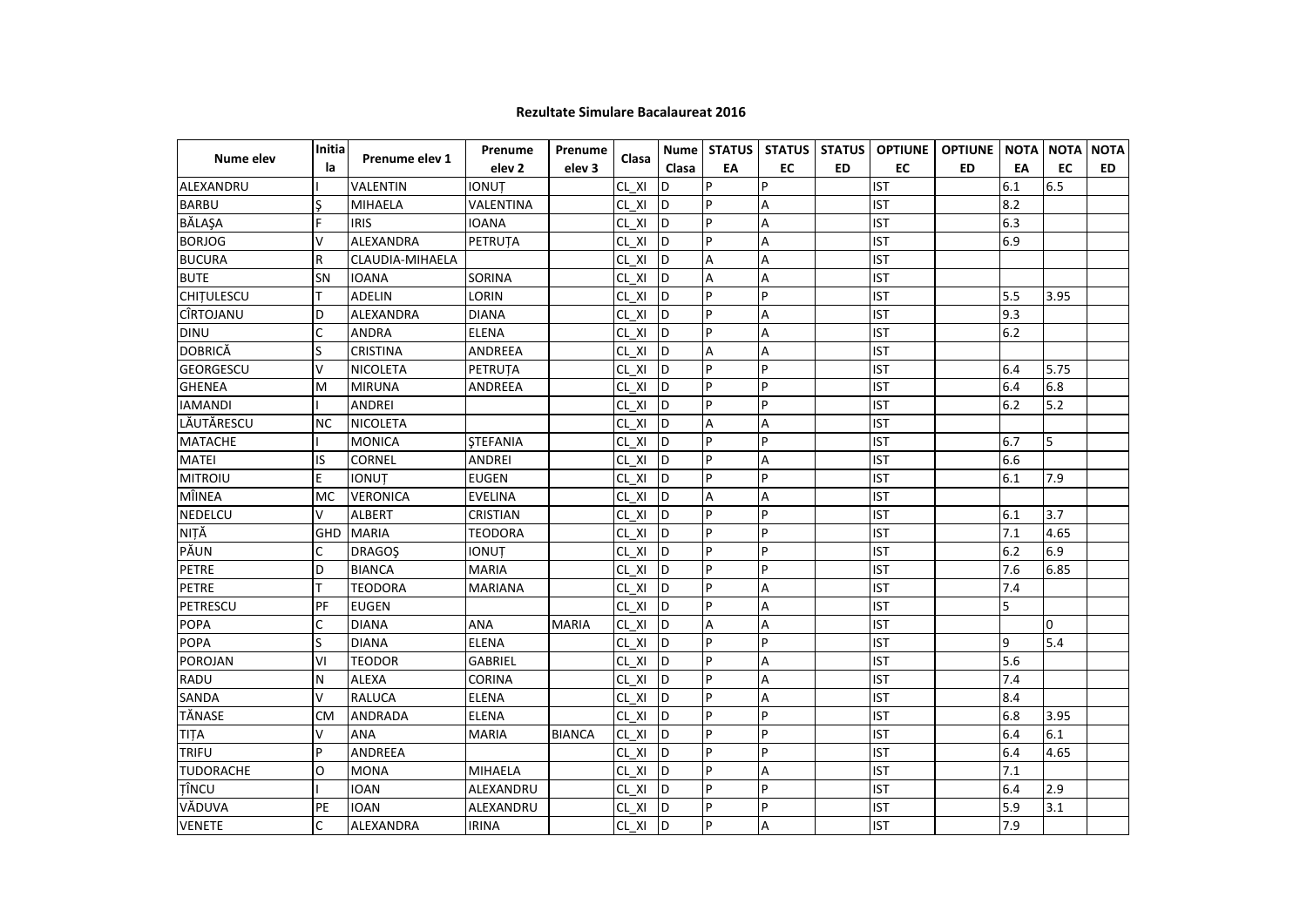## Rezultate Simulare Bacalaureat 2016

| Nume elev | Initiala | Prenume elev 1 | Prenume elev 2 | Prenume elev 3 | Clasa | Nume Clasa | STATUS EA | STATUS EC | STATUS ED | OPTIUNE EC | OPTIUNE ED | NOTA EA | NOTA EC | NOTA ED |
|---|---|---|---|---|---|---|---|---|---|---|---|---|---|---|
| ALEXANDRU | I | VALENTIN | IONUȚ | | CL_XI | D | P | P | | IST | | 6.1 | 6.5 | |
| BARBU | Ș | MIHAELA | VALENTINA | | CL_XI | D | P | A | | IST | | 8.2 | | |
| BĂLAȘA | F | IRIS | IOANA | | CL_XI | D | P | A | | IST | | 6.3 | | |
| BORJOG | V | ALEXANDRA | PETRUȚA | | CL_XI | D | P | A | | IST | | 6.9 | | |
| BUCURA | R | CLAUDIA-MIHAELA | | | CL_XI | D | A | A | | IST | | | | |
| BUTE | SN | IOANA | SORINA | | CL_XI | D | A | A | | IST | | | | |
| CHIȚULESCU | T | ADELIN | LORIN | | CL_XI | D | P | P | | IST | | 5.5 | 3.95 | |
| CÎRTOJANU | D | ALEXANDRA | DIANA | | CL_XI | D | P | A | | IST | | 9.3 | | |
| DINU | C | ANDRA | ELENA | | CL_XI | D | P | A | | IST | | 6.2 | | |
| DOBRICĂ | S | CRISTINA | ANDREEA | | CL_XI | D | A | A | | IST | | | | |
| GEORGESCU | V | NICOLETA | PETRUȚA | | CL_XI | D | P | P | | IST | | 6.4 | 5.75 | |
| GHENEA | M | MIRUNA | ANDREEA | | CL_XI | D | P | P | | IST | | 6.4 | 6.8 | |
| IAMANDI | I | ANDREI | | | CL_XI | D | P | P | | IST | | 6.2 | 5.2 | |
| LĂUTĂRESCU | NC | NICOLETA | | | CL_XI | D | A | A | | IST | | | | |
| MATACHE | I | MONICA | ȘTEFANIA | | CL_XI | D | P | P | | IST | | 6.7 | 5 | |
| MATEI | IS | CORNEL | ANDREI | | CL_XI | D | P | A | | IST | | 6.6 | | |
| MITROIU | E | IONUȚ | EUGEN | | CL_XI | D | P | P | | IST | | 6.1 | 7.9 | |
| MÎINEA | MC | VERONICA | EVELINA | | CL_XI | D | A | A | | IST | | | | |
| NEDELCU | V | ALBERT | CRISTIAN | | CL_XI | D | P | P | | IST | | 6.1 | 3.7 | |
| NIȚĂ | GHD | MARIA | TEODORA | | CL_XI | D | P | P | | IST | | 7.1 | 4.65 | |
| PĂUN | C | DRAGOȘ | IONUȚ | | CL_XI | D | P | P | | IST | | 6.2 | 6.9 | |
| PETRE | D | BIANCA | MARIA | | CL_XI | D | P | P | | IST | | 7.6 | 6.85 | |
| PETRE | T | TEODORA | MARIANA | | CL_XI | D | P | A | | IST | | 7.4 | | |
| PETRESCU | PF | EUGEN | | | CL_XI | D | P | A | | IST | | 5 | | |
| POPA | C | DIANA | ANA | MARIA | CL_XI | D | A | A | | IST | | | 0 | |
| POPA | S | DIANA | ELENA | | CL_XI | D | P | P | | IST | | 9 | 5.4 | |
| POROJAN | VI | TEODOR | GABRIEL | | CL_XI | D | P | A | | IST | | 5.6 | | |
| RADU | N | ALEXA | CORINA | | CL_XI | D | P | A | | IST | | 7.4 | | |
| SANDA | V | RALUCA | ELENA | | CL_XI | D | P | A | | IST | | 8.4 | | |
| TĂNASE | CM | ANDRADA | ELENA | | CL_XI | D | P | P | | IST | | 6.8 | 3.95 | |
| TIȚA | V | ANA | MARIA | BIANCA | CL_XI | D | P | P | | IST | | 6.4 | 6.1 | |
| TRIFU | P | ANDREEA | | | CL_XI | D | P | P | | IST | | 6.4 | 4.65 | |
| TUDORACHE | O | MONA | MIHAELA | | CL_XI | D | P | A | | IST | | 7.1 | | |
| ȚÎNCU | I | IOAN | ALEXANDRU | | CL_XI | D | P | P | | IST | | 6.4 | 2.9 | |
| VĂDUVA | PE | IOAN | ALEXANDRU | | CL_XI | D | P | P | | IST | | 5.9 | 3.1 | |
| VENETE | C | ALEXANDRA | IRINA | | CL_XI | D | P | A | | IST | | 7.9 | | |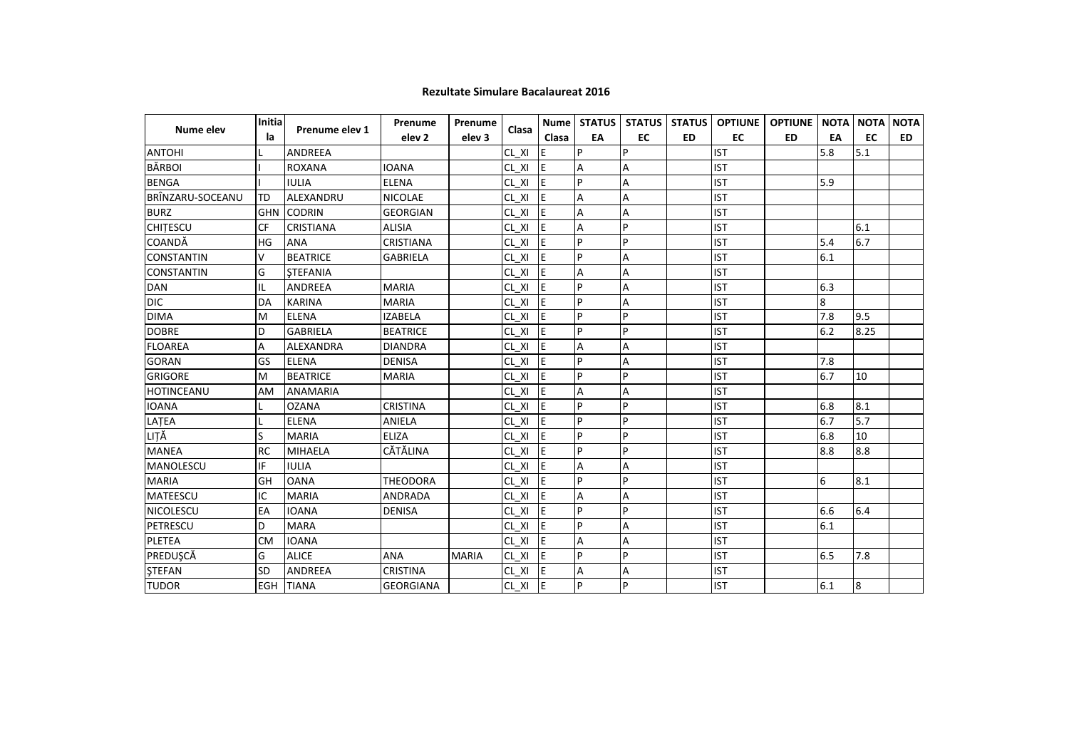### Rezultate Simulare Bacalaureat 2016

| Nume elev | Initiala | Prenume elev 1 | Prenume elev 2 | Prenume elev 3 | Clasa | Nume Clasa | STATUS EA | STATUS EC | STATUS ED | OPTIUNE EC | OPTIUNE ED | NOTA EA | NOTA EC | NOTA ED |
|---|---|---|---|---|---|---|---|---|---|---|---|---|---|---|
| ANTOHI | L | ANDREEA | | | CL_XI | E | P | P | | IST | | 5.8 | 5.1 | |
| BĂRBOI | I | ROXANA | IOANA | | CL_XI | E | A | A | | IST | | | | |
| BENGA | I | IULIA | ELENA | | CL_XI | E | P | A | | IST | | 5.9 | | |
| BRÎNZARU-SOCEANU | TD | ALEXANDRU | NICOLAE | | CL_XI | E | A | A | | IST | | | | |
| BURZ | GHN | CODRIN | GEORGIAN | | CL_XI | E | A | A | | IST | | | | |
| CHIȚESCU | CF | CRISTIANA | ALISIA | | CL_XI | E | A | P | | IST | | | 6.1 | |
| COANDĂ | HG | ANA | CRISTIANA | | CL_XI | E | P | P | | IST | | 5.4 | 6.7 | |
| CONSTANTIN | V | BEATRICE | GABRIELA | | CL_XI | E | P | A | | IST | | 6.1 | | |
| CONSTANTIN | G | ȘTEFANIA | | | CL_XI | E | A | A | | IST | | | | |
| DAN | IL | ANDREEA | MARIA | | CL_XI | E | P | A | | IST | | 6.3 | | |
| DIC | DA | KARINA | MARIA | | CL_XI | E | P | A | | IST | | 8 | | |
| DIMA | M | ELENA | IZABELA | | CL_XI | E | P | P | | IST | | 7.8 | 9.5 | |
| DOBRE | D | GABRIELA | BEATRICE | | CL_XI | E | P | P | | IST | | 6.2 | 8.25 | |
| FLOAREA | A | ALEXANDRA | DIANDRA | | CL_XI | E | A | A | | IST | | | | |
| GORAN | GS | ELENA | DENISA | | CL_XI | E | P | A | | IST | | 7.8 | | |
| GRIGORE | M | BEATRICE | MARIA | | CL_XI | E | P | P | | IST | | 6.7 | 10 | |
| HOTINCEANU | AM | ANAMARIA | | | CL_XI | E | A | A | | IST | | | | |
| IOANA | L | OZANA | CRISTINA | | CL_XI | E | P | P | | IST | | 6.8 | 8.1 | |
| LAȚEA | L | ELENA | ANIELA | | CL_XI | E | P | P | | IST | | 6.7 | 5.7 | |
| LIȚĂ | S | MARIA | ELIZA | | CL_XI | E | P | P | | IST | | 6.8 | 10 | |
| MANEA | RC | MIHAELA | CĂTĂLINA | | CL_XI | E | P | P | | IST | | 8.8 | 8.8 | |
| MANOLESCU | IF | IULIA | | | CL_XI | E | A | A | | IST | | | | |
| MARIA | GH | OANA | THEODORA | | CL_XI | E | P | P | | IST | | 6 | 8.1 | |
| MATEESCU | IC | MARIA | ANDRADA | | CL_XI | E | A | A | | IST | | | | |
| NICOLESCU | EA | IOANA | DENISA | | CL_XI | E | P | P | | IST | | 6.6 | 6.4 | |
| PETRESCU | D | MARA | | | CL_XI | E | P | A | | IST | | 6.1 | | |
| PLETEA | CM | IOANA | | | CL_XI | E | A | A | | IST | | | | |
| PREDUȘCĂ | G | ALICE | ANA | MARIA | CL_XI | E | P | P | | IST | | 6.5 | 7.8 | |
| ȘTEFAN | SD | ANDREEA | CRISTINA | | CL_XI | E | A | A | | IST | | | | |
| TUDOR | EGH | TIANA | GEORGIANA | | CL_XI | E | P | P | | IST | | 6.1 | 8 | |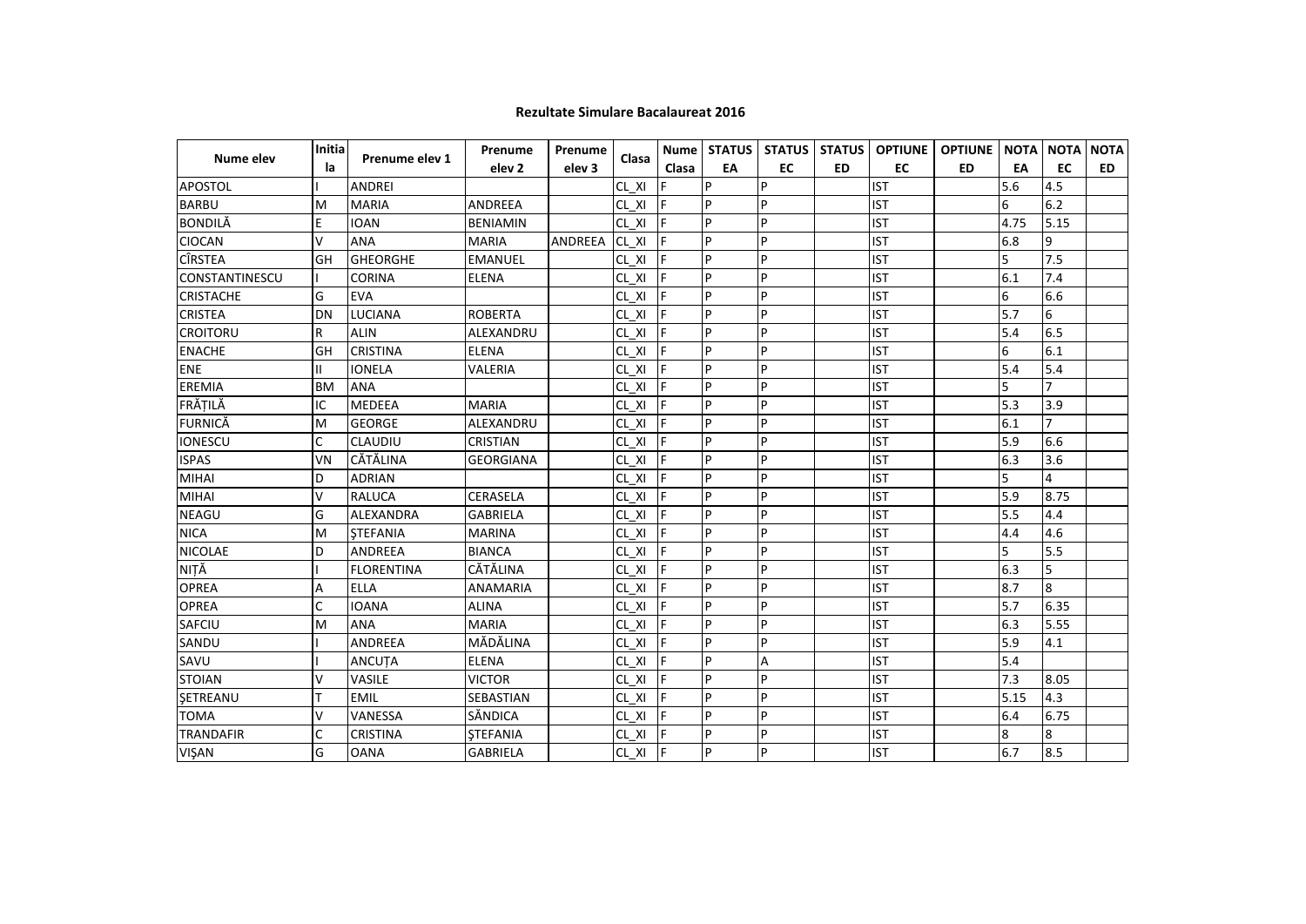## Rezultate Simulare Bacalaureat 2016

| Nume elev | Initiala | Prenume elev 1 | Prenume elev 2 | Prenume elev 3 | Clasa | Nume Clasa | STATUS EA | STATUS EC | STATUS ED | OPTIUNE EC | OPTIUNE ED | NOTA EA | NOTA EC | NOTA ED |
|---|---|---|---|---|---|---|---|---|---|---|---|---|---|---|
| APOSTOL | I | ANDREI | | | CL_XI | F | P | P | | IST | | 5.6 | 4.5 | |
| BARBU | M | MARIA | ANDREEA | | CL_XI | F | P | P | | IST | | 6 | 6.2 | |
| BONDILĂ | E | IOAN | BENIAMIN | | CL_XI | F | P | P | | IST | | 4.75 | 5.15 | |
| CIOCAN | V | ANA | MARIA | ANDREEA | CL_XI | F | P | P | | IST | | 6.8 | 9 | |
| CÎRSTEA | GH | GHEORGHE | EMANUEL | | CL_XI | F | P | P | | IST | | 5 | 7.5 | |
| CONSTANTINESCU | I | CORINA | ELENA | | CL_XI | F | P | P | | IST | | 6.1 | 7.4 | |
| CRISTACHE | G | EVA | | | CL_XI | F | P | P | | IST | | 6 | 6.6 | |
| CRISTEA | DN | LUCIANA | ROBERTA | | CL_XI | F | P | P | | IST | | 5.7 | 6 | |
| CROITORU | R | ALIN | ALEXANDRU | | CL_XI | F | P | P | | IST | | 5.4 | 6.5 | |
| ENACHE | GH | CRISTINA | ELENA | | CL_XI | F | P | P | | IST | | 6 | 6.1 | |
| ENE | II | IONELA | VALERIA | | CL_XI | F | P | P | | IST | | 5.4 | 5.4 | |
| EREMIA | BM | ANA | | | CL_XI | F | P | P | | IST | | 5 | 7 | |
| FRĂȚILĂ | IC | MEDEEA | MARIA | | CL_XI | F | P | P | | IST | | 5.3 | 3.9 | |
| FURNICĂ | M | GEORGE | ALEXANDRU | | CL_XI | F | P | P | | IST | | 6.1 | 7 | |
| IONESCU | C | CLAUDIU | CRISTIAN | | CL_XI | F | P | P | | IST | | 5.9 | 6.6 | |
| ISPAS | VN | CĂTĂLINA | GEORGIANA | | CL_XI | F | P | P | | IST | | 6.3 | 3.6 | |
| MIHAI | D | ADRIAN | | | CL_XI | F | P | P | | IST | | 5 | 4 | |
| MIHAI | V | RALUCA | CERASELA | | CL_XI | F | P | P | | IST | | 5.9 | 8.75 | |
| NEAGU | G | ALEXANDRA | GABRIELA | | CL_XI | F | P | P | | IST | | 5.5 | 4.4 | |
| NICA | M | ȘTEFANIA | MARINA | | CL_XI | F | P | P | | IST | | 4.4 | 4.6 | |
| NICOLAE | D | ANDREEA | BIANCA | | CL_XI | F | P | P | | IST | | 5 | 5.5 | |
| NIȚĂ | I | FLORENTINA | CĂTĂLINA | | CL_XI | F | P | P | | IST | | 6.3 | 5 | |
| OPREA | A | ELLA | ANAMARIA | | CL_XI | F | P | P | | IST | | 8.7 | 8 | |
| OPREA | C | IOANA | ALINA | | CL_XI | F | P | P | | IST | | 5.7 | 6.35 | |
| SAFCIU | M | ANA | MARIA | | CL_XI | F | P | P | | IST | | 6.3 | 5.55 | |
| SANDU | I | ANDREEA | MĂDĂLINA | | CL_XI | F | P | P | | IST | | 5.9 | 4.1 | |
| SAVU | I | ANCUȚA | ELENA | | CL_XI | F | P | A | | IST | | 5.4 | | |
| STOIAN | V | VASILE | VICTOR | | CL_XI | F | P | P | | IST | | 7.3 | 8.05 | |
| ȘETREANU | T | EMIL | SEBASTIAN | | CL_XI | F | P | P | | IST | | 5.15 | 4.3 | |
| TOMA | V | VANESSA | SĂNDICA | | CL_XI | F | P | P | | IST | | 6.4 | 6.75 | |
| TRANDAFIR | C | CRISTINA | ȘTEFANIA | | CL_XI | F | P | P | | IST | | 8 | 8 | |
| VIȘAN | G | OANA | GABRIELA | | CL_XI | F | P | P | | IST | | 6.7 | 8.5 | |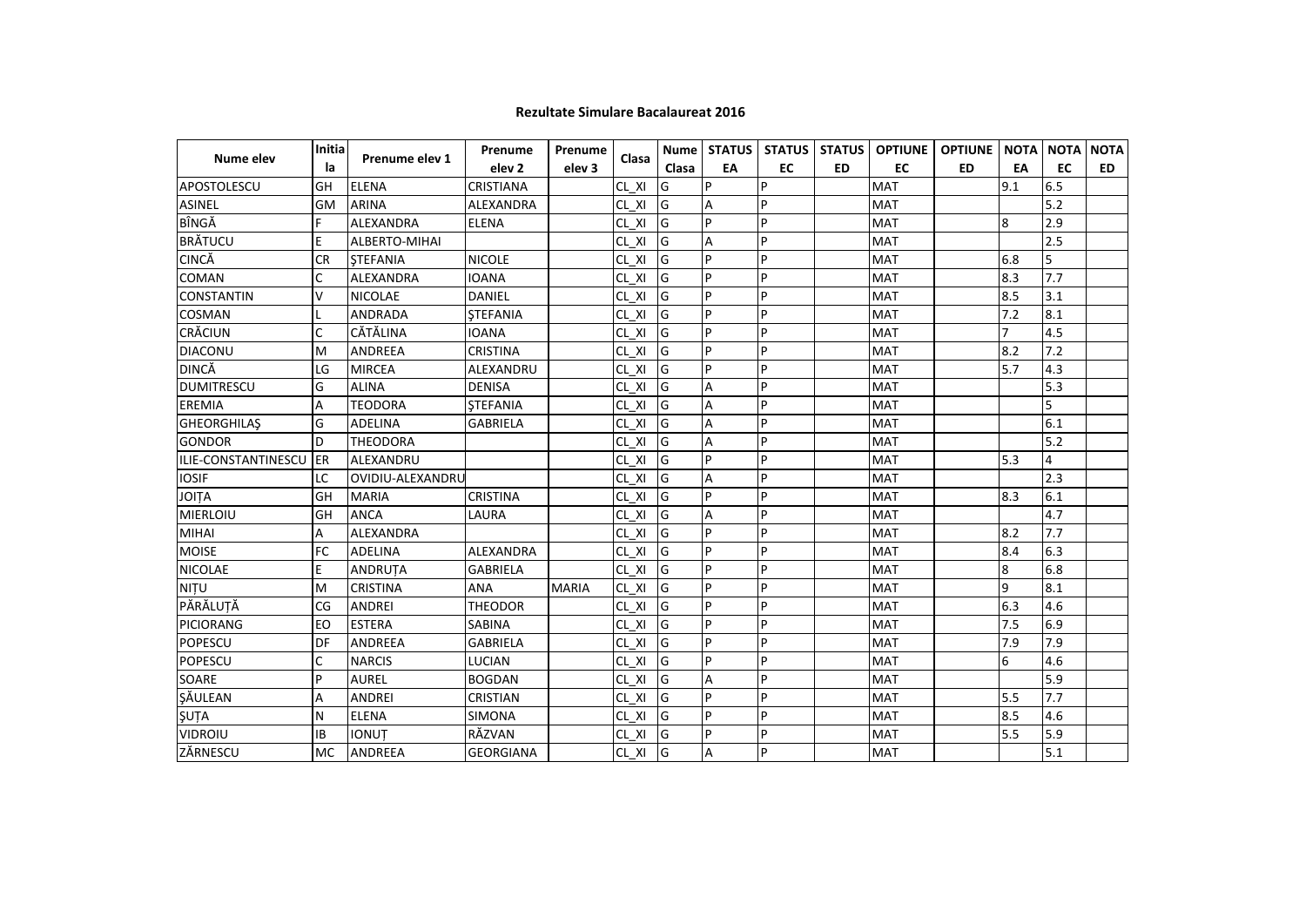**Rezultate Simulare Bacalaureat 2016**

| Nume elev | Initiala | Prenume elev 1 | Prenume elev 2 | Prenume elev 3 | Clasa | Nume Clasa | STATUS EA | STATUS EC | STATUS ED | OPTIUNE EC | OPTIUNE ED | NOTA EA | NOTA EC | NOTA ED |
|---|---|---|---|---|---|---|---|---|---|---|---|---|---|---|
| APOSTOLESCU | GH | ELENA | CRISTIANA | | CL_XI | G | P | P | | MAT | | 9.1 | 6.5 | |
| ASINEL | GM | ARINA | ALEXANDRA | | CL_XI | G | A | P | | MAT | | | 5.2 | |
| BÎNGĂ | F | ALEXANDRA | ELENA | | CL_XI | G | P | P | | MAT | | 8 | 2.9 | |
| BRĂTUCU | E | ALBERTO-MIHAI | | | CL_XI | G | A | P | | MAT | | | 2.5 | |
| CINCĂ | CR | ŞTEFANIA | NICOLE | | CL_XI | G | P | P | | MAT | | 6.8 | 5 | |
| COMAN | C | ALEXANDRA | IOANA | | CL_XI | G | P | P | | MAT | | 8.3 | 7.7 | |
| CONSTANTIN | V | NICOLAE | DANIEL | | CL_XI | G | P | P | | MAT | | 8.5 | 3.1 | |
| COSMAN | L | ANDRADA | ŞTEFANIA | | CL_XI | G | P | P | | MAT | | 7.2 | 8.1 | |
| CRĂCIUN | C | CĂTĂLINA | IOANA | | CL_XI | G | P | P | | MAT | | 7 | 4.5 | |
| DIACONU | M | ANDREEA | CRISTINA | | CL_XI | G | P | P | | MAT | | 8.2 | 7.2 | |
| DINCĂ | LG | MIRCEA | ALEXANDRU | | CL_XI | G | P | P | | MAT | | 5.7 | 4.3 | |
| DUMITRESCU | G | ALINA | DENISA | | CL_XI | G | A | P | | MAT | | | 5.3 | |
| EREMIA | A | TEODORA | ŞTEFANIA | | CL_XI | G | A | P | | MAT | | | 5 | |
| GHEORGHILAŞ | G | ADELINA | GABRIELA | | CL_XI | G | A | P | | MAT | | | 6.1 | |
| GONDOR | D | THEODORA | | | CL_XI | G | A | P | | MAT | | | 5.2 | |
| ILIE-CONSTANTINESCU | ER | ALEXANDRU | | | CL_XI | G | P | P | | MAT | | 5.3 | 4 | |
| IOSIF | LC | OVIDIU-ALEXANDRU | | | CL_XI | G | A | P | | MAT | | | 2.3 | |
| JOIȚA | GH | MARIA | CRISTINA | | CL_XI | G | P | P | | MAT | | 8.3 | 6.1 | |
| MIERLOIU | GH | ANCA | LAURA | | CL_XI | G | A | P | | MAT | | | 4.7 | |
| MIHAI | A | ALEXANDRA | | | CL_XI | G | P | P | | MAT | | 8.2 | 7.7 | |
| MOISE | FC | ADELINA | ALEXANDRA | | CL_XI | G | P | P | | MAT | | 8.4 | 6.3 | |
| NICOLAE | E | ANDRUȚA | GABRIELA | | CL_XI | G | P | P | | MAT | | 8 | 6.8 | |
| NIȚU | M | CRISTINA | ANA | MARIA | CL_XI | G | P | P | | MAT | | 9 | 8.1 | |
| PĂRĂLUȚĂ | CG | ANDREI | THEODOR | | CL_XI | G | P | P | | MAT | | 6.3 | 4.6 | |
| PICIORANG | EO | ESTERA | SABINA | | CL_XI | G | P | P | | MAT | | 7.5 | 6.9 | |
| POPESCU | DF | ANDREEA | GABRIELA | | CL_XI | G | P | P | | MAT | | 7.9 | 7.9 | |
| POPESCU | C | NARCIS | LUCIAN | | CL_XI | G | P | P | | MAT | | 6 | 4.6 | |
| SOARE | P | AUREL | BOGDAN | | CL_XI | G | A | P | | MAT | | | 5.9 | |
| ŞĂULEAN | A | ANDREI | CRISTIAN | | CL_XI | G | P | P | | MAT | | 5.5 | 7.7 | |
| ŞUȚA | N | ELENA | SIMONA | | CL_XI | G | P | P | | MAT | | 8.5 | 4.6 | |
| VIDROIU | IB | IONUȚ | RĂZVAN | | CL_XI | G | P | P | | MAT | | 5.5 | 5.9 | |
| ZĂRNESCU | MC | ANDREEA | GEORGIANA | | CL_XI | G | A | P | | MAT | | | 5.1 | |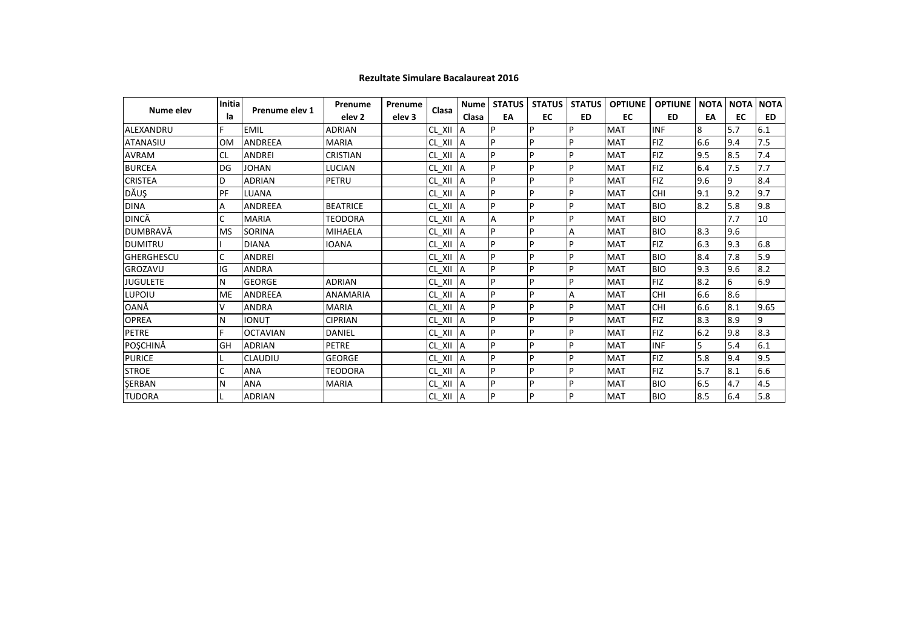**Rezultate Simulare Bacalaureat 2016**

| Nume elev | Initiala | Prenume elev 1 | Prenume elev 2 | Prenume elev 3 | Clasa | Nume Clasa | STATUS EA | STATUS EC | STATUS ED | OPTIUNE EC | OPTIUNE ED | NOTA EA | NOTA EC | NOTA ED |
|---|---|---|---|---|---|---|---|---|---|---|---|---|---|---|
| ALEXANDRU | F | EMIL | ADRIAN | | CL_XII | A | P | P | P | MAT | INF | 8 | 5.7 | 6.1 |
| ATANASIU | OM | ANDREEA | MARIA | | CL_XII | A | P | P | P | MAT | FIZ | 6.6 | 9.4 | 7.5 |
| AVRAM | CL | ANDREI | CRISTIAN | | CL_XII | A | P | P | P | MAT | FIZ | 9.5 | 8.5 | 7.4 |
| BURCEA | DG | JOHAN | LUCIAN | | CL_XII | A | P | P | P | MAT | FIZ | 6.4 | 7.5 | 7.7 |
| CRISTEA | D | ADRIAN | PETRU | | CL_XII | A | P | P | P | MAT | FIZ | 9.6 | 9 | 8.4 |
| DĂUŞ | PF | LUANA | | | CL_XII | A | P | P | P | MAT | CHI | 9.1 | 9.2 | 9.7 |
| DINA | A | ANDREEA | BEATRICE | | CL_XII | A | P | P | P | MAT | BIO | 8.2 | 5.8 | 9.8 |
| DINCĂ | C | MARIA | TEODORA | | CL_XII | A | A | P | P | MAT | BIO | | 7.7 | 10 |
| DUMBRAVĂ | MS | SORINA | MIHAELA | | CL_XII | A | P | P | A | MAT | BIO | 8.3 | 9.6 | |
| DUMITRU | I | DIANA | IOANA | | CL_XII | A | P | P | P | MAT | FIZ | 6.3 | 9.3 | 6.8 |
| GHERGHESCU | C | ANDREI | | | CL_XII | A | P | P | P | MAT | BIO | 8.4 | 7.8 | 5.9 |
| GROZAVU | IG | ANDRA | | | CL_XII | A | P | P | P | MAT | BIO | 9.3 | 9.6 | 8.2 |
| JUGULETE | N | GEORGE | ADRIAN | | CL_XII | A | P | P | P | MAT | FIZ | 8.2 | 6 | 6.9 |
| LUPOIU | ME | ANDREEA | ANAMARIA | | CL_XII | A | P | P | A | MAT | CHI | 6.6 | 8.6 | |
| OANĂ | V | ANDRA | MARIA | | CL_XII | A | P | P | P | MAT | CHI | 6.6 | 8.1 | 9.65 |
| OPREA | N | IONUȚ | CIPRIAN | | CL_XII | A | P | P | P | MAT | FIZ | 8.3 | 8.9 | 9 |
| PETRE | F | OCTAVIAN | DANIEL | | CL_XII | A | P | P | P | MAT | FIZ | 6.2 | 9.8 | 8.3 |
| POŞCHINĂ | GH | ADRIAN | PETRE | | CL_XII | A | P | P | P | MAT | INF | 5 | 5.4 | 6.1 |
| PURICE | L | CLAUDIU | GEORGE | | CL_XII | A | P | P | P | MAT | FIZ | 5.8 | 9.4 | 9.5 |
| STROE | C | ANA | TEODORA | | CL_XII | A | P | P | P | MAT | FIZ | 5.7 | 8.1 | 6.6 |
| ŞERBAN | N | ANA | MARIA | | CL_XII | A | P | P | P | MAT | BIO | 6.5 | 4.7 | 4.5 |
| TUDORA | L | ADRIAN | | | CL_XII | A | P | P | P | MAT | BIO | 8.5 | 6.4 | 5.8 |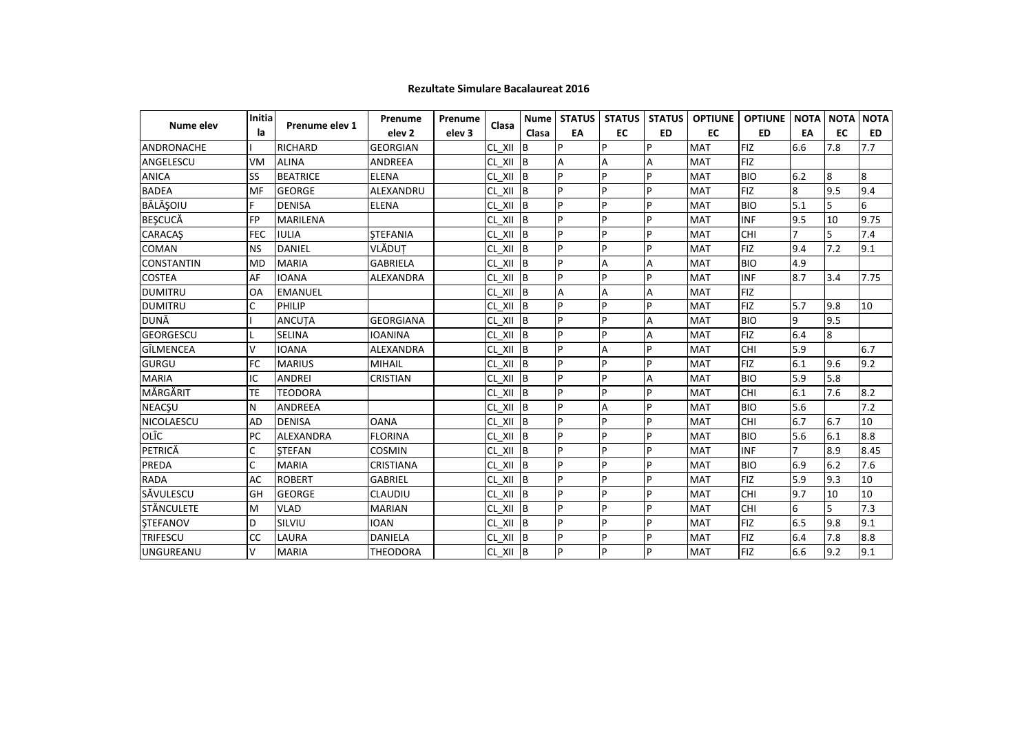**Rezultate Simulare Bacalaureat 2016**

| Nume elev | Initiala | Prenume elev 1 | Prenume elev 2 | Prenume elev 3 | Clasa | Nume Clasa | STATUS EA | STATUS EC | STATUS ED | OPTIUNE EC | OPTIUNE ED | NOTA EA | NOTA EC | NOTA ED |
|---|---|---|---|---|---|---|---|---|---|---|---|---|---|---|
| ANDRONACHE | I | RICHARD | GEORGIAN | | CL_XII | B | P | P | P | MAT | FIZ | 6.6 | 7.8 | 7.7 |
| ANGELESCU | VM | ALINA | ANDREEA | | CL_XII | B | A | A | A | MAT | FIZ | | | |
| ANICA | SS | BEATRICE | ELENA | | CL_XII | B | P | P | P | MAT | BIO | 6.2 | 8 | 8 |
| BADEA | MF | GEORGE | ALEXANDRU | | CL_XII | B | P | P | P | MAT | FIZ | 8 | 9.5 | 9.4 |
| BĂLĂŞOIU | F | DENISA | ELENA | | CL_XII | B | P | P | P | MAT | BIO | 5.1 | 5 | 6 |
| BEŞCUCĂ | FP | MARILENA | | | CL_XII | B | P | P | P | MAT | INF | 9.5 | 10 | 9.75 |
| CARACAŞ | FEC | IULIA | ŞTEFANIA | | CL_XII | B | P | P | P | MAT | CHI | 7 | 5 | 7.4 |
| COMAN | NS | DANIEL | VLĂDUȚ | | CL_XII | B | P | P | P | MAT | FIZ | 9.4 | 7.2 | 9.1 |
| CONSTANTIN | MD | MARIA | GABRIELA | | CL_XII | B | P | A | A | MAT | BIO | 4.9 | | |
| COSTEA | AF | IOANA | ALEXANDRA | | CL_XII | B | P | P | P | MAT | INF | 8.7 | 3.4 | 7.75 |
| DUMITRU | OA | EMANUEL | | | CL_XII | B | A | A | A | MAT | FIZ | | | |
| DUMITRU | C | PHILIP | | | CL_XII | B | P | P | P | MAT | FIZ | 5.7 | 9.8 | 10 |
| DUNĂ | I | ANCUȚA | GEORGIANA | | CL_XII | B | P | P | A | MAT | BIO | 9 | 9.5 | |
| GEORGESCU | L | SELINA | IOANINA | | CL_XII | B | P | P | A | MAT | FIZ | 6.4 | 8 | |
| GÎLMENCEA | V | IOANA | ALEXANDRA | | CL_XII | B | P | A | P | MAT | CHI | 5.9 | | 6.7 |
| GURGU | FC | MARIUS | MIHAIL | | CL_XII | B | P | P | P | MAT | FIZ | 6.1 | 9.6 | 9.2 |
| MARIA | IC | ANDREI | CRISTIAN | | CL_XII | B | P | P | A | MAT | BIO | 5.9 | 5.8 | |
| MĂRGĂRIT | TE | TEODORA | | | CL_XII | B | P | P | P | MAT | CHI | 6.1 | 7.6 | 8.2 |
| NEACŞU | N | ANDREEA | | | CL_XII | B | P | A | P | MAT | BIO | 5.6 | | 7.2 |
| NICOLAESCU | AD | DENISA | OANA | | CL_XII | B | P | P | P | MAT | CHI | 6.7 | 6.7 | 10 |
| OLÎC | PC | ALEXANDRA | FLORINA | | CL_XII | B | P | P | P | MAT | BIO | 5.6 | 6.1 | 8.8 |
| PETRICĂ | C | ŞTEFAN | COSMIN | | CL_XII | B | P | P | P | MAT | INF | 7 | 8.9 | 8.45 |
| PREDA | C | MARIA | CRISTIANA | | CL_XII | B | P | P | P | MAT | BIO | 6.9 | 6.2 | 7.6 |
| RADA | AC | ROBERT | GABRIEL | | CL_XII | B | P | P | P | MAT | FIZ | 5.9 | 9.3 | 10 |
| SĂVULESCU | GH | GEORGE | CLAUDIU | | CL_XII | B | P | P | P | MAT | CHI | 9.7 | 10 | 10 |
| STĂNCULETE | M | VLAD | MARIAN | | CL_XII | B | P | P | P | MAT | CHI | 6 | 5 | 7.3 |
| ŞTEFANOV | D | SILVIU | IOAN | | CL_XII | B | P | P | P | MAT | FIZ | 6.5 | 9.8 | 9.1 |
| TRIFESCU | CC | LAURA | DANIELA | | CL_XII | B | P | P | P | MAT | FIZ | 6.4 | 7.8 | 8.8 |
| UNGUREANU | V | MARIA | THEODORA | | CL_XII | B | P | P | P | MAT | FIZ | 6.6 | 9.2 | 9.1 |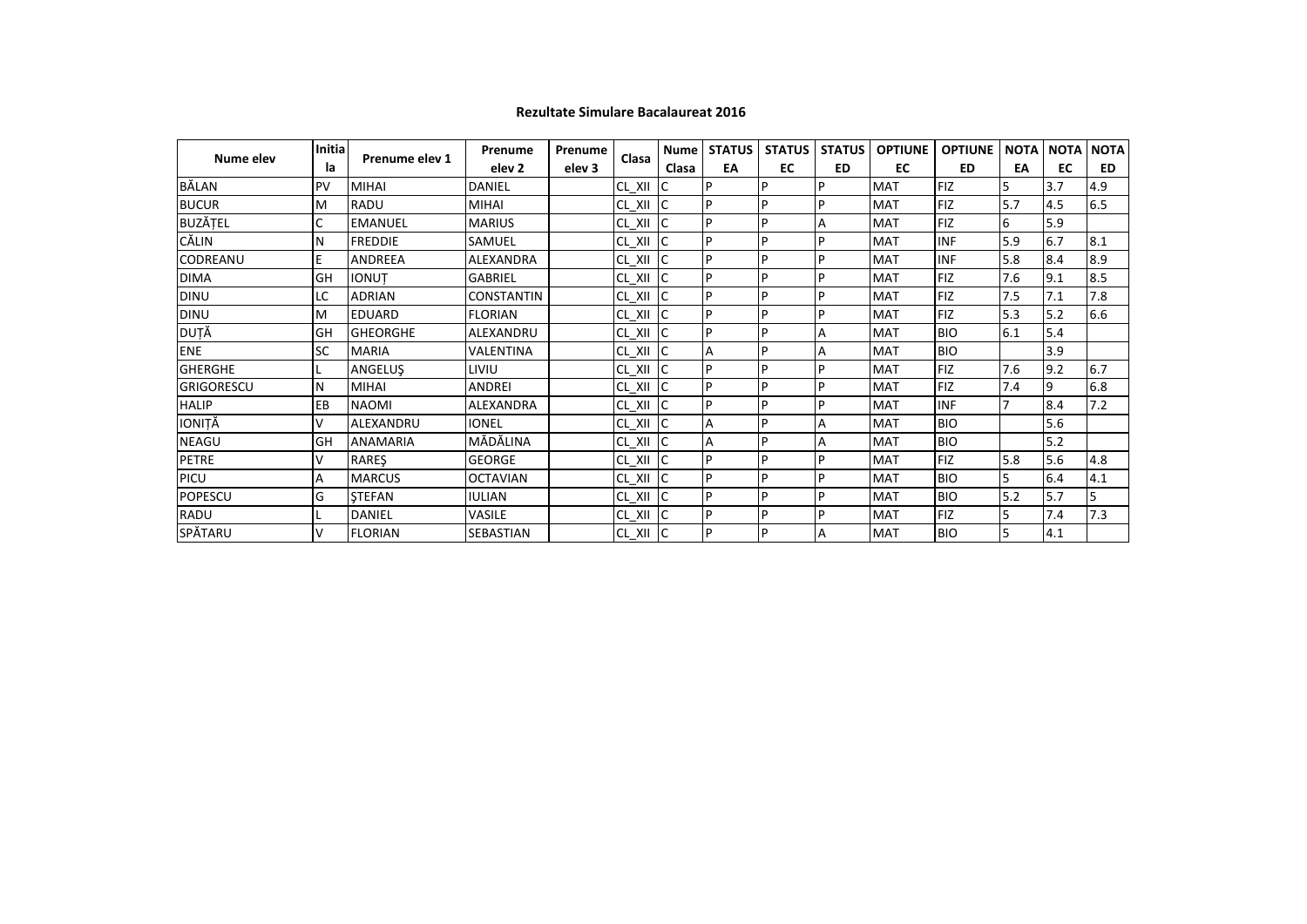**Rezultate Simulare Bacalaureat 2016**

| Nume elev | Initiala | Prenume elev 1 | Prenume elev 2 | Prenume elev 3 | Clasa | Nume Clasa | STATUS EA | STATUS EC | STATUS ED | OPTIUNE EC | OPTIUNE ED | NOTA EA | NOTA EC | NOTA ED |
|---|---|---|---|---|---|---|---|---|---|---|---|---|---|---|
| BĂLAN | PV | MIHAI | DANIEL | | CL_XII | C | P | P | P | MAT | FIZ | 5 | 3.7 | 4.9 |
| BUCUR | M | RADU | MIHAI | | CL_XII | C | P | P | P | MAT | FIZ | 5.7 | 4.5 | 6.5 |
| BUZĂȚEL | C | EMANUEL | MARIUS | | CL_XII | C | P | P | A | MAT | FIZ | 6 | 5.9 | |
| CĂLIN | N | FREDDIE | SAMUEL | | CL_XII | C | P | P | P | MAT | INF | 5.9 | 6.7 | 8.1 |
| CODREANU | E | ANDREEA | ALEXANDRA | | CL_XII | C | P | P | P | MAT | INF | 5.8 | 8.4 | 8.9 |
| DIMA | GH | IONUȚ | GABRIEL | | CL_XII | C | P | P | P | MAT | FIZ | 7.6 | 9.1 | 8.5 |
| DINU | LC | ADRIAN | CONSTANTIN | | CL_XII | C | P | P | P | MAT | FIZ | 7.5 | 7.1 | 7.8 |
| DINU | M | EDUARD | FLORIAN | | CL_XII | C | P | P | P | MAT | FIZ | 5.3 | 5.2 | 6.6 |
| DUȚĂ | GH | GHEORGHE | ALEXANDRU | | CL_XII | C | P | P | A | MAT | BIO | 6.1 | 5.4 | |
| ENE | SC | MARIA | VALENTINA | | CL_XII | C | A | P | A | MAT | BIO | | 3.9 | |
| GHERGHE | L | ANGELUȘ | LIVIU | | CL_XII | C | P | P | P | MAT | FIZ | 7.6 | 9.2 | 6.7 |
| GRIGORESCU | N | MIHAI | ANDREI | | CL_XII | C | P | P | P | MAT | FIZ | 7.4 | 9 | 6.8 |
| HALIP | EB | NAOMI | ALEXANDRA | | CL_XII | C | P | P | P | MAT | INF | 7 | 8.4 | 7.2 |
| IONIȚĂ | V | ALEXANDRU | IONEL | | CL_XII | C | A | P | A | MAT | BIO | | 5.6 | |
| NEAGU | GH | ANAMARIA | MĂDĂLINA | | CL_XII | C | A | P | A | MAT | BIO | | 5.2 | |
| PETRE | V | RAREȘ | GEORGE | | CL_XII | C | P | P | P | MAT | FIZ | 5.8 | 5.6 | 4.8 |
| PICU | A | MARCUS | OCTAVIAN | | CL_XII | C | P | P | P | MAT | BIO | 5 | 6.4 | 4.1 |
| POPESCU | G | ȘTEFAN | IULIAN | | CL_XII | C | P | P | P | MAT | BIO | 5.2 | 5.7 | 5 |
| RADU | L | DANIEL | VASILE | | CL_XII | C | P | P | P | MAT | FIZ | 5 | 7.4 | 7.3 |
| SPĂTARU | V | FLORIAN | SEBASTIAN | | CL_XII | C | P | P | A | MAT | BIO | 5 | 4.1 | |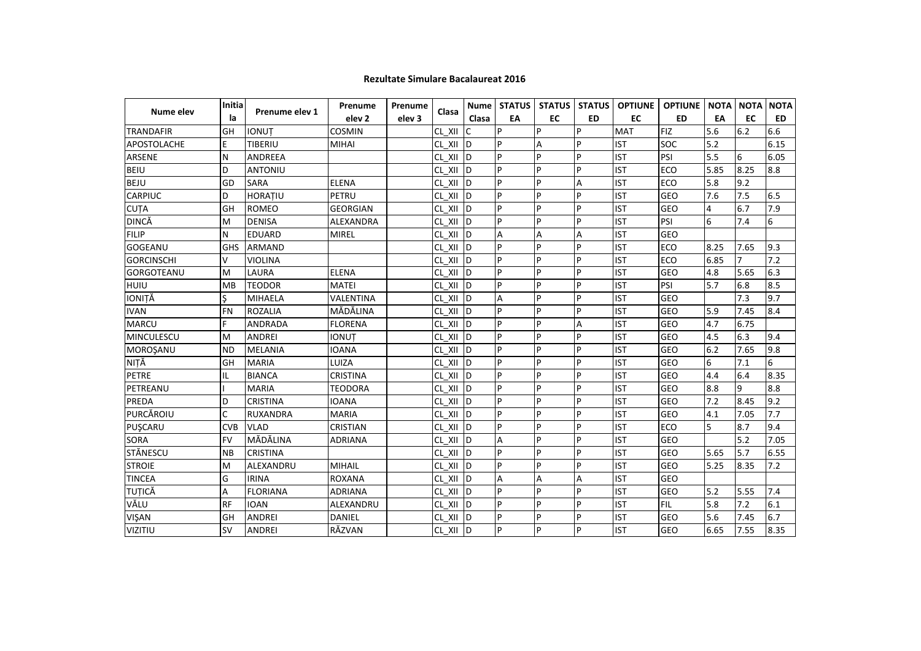**Rezultate Simulare Bacalaureat 2016**

| Nume elev | Initiala | Prenume elev 1 | Prenume elev 2 | Prenume elev 3 | Clasa | Nume Clasa | STATUS EA | STATUS EC | STATUS ED | OPTIUNE EC | OPTIUNE ED | NOTA EA | NOTA EC | NOTA ED |
|---|---|---|---|---|---|---|---|---|---|---|---|---|---|---|
| TRANDAFIR | GH | IONUȚ | COSMIN | | CL_XII | C | P | P | P | MAT | FIZ | 5.6 | 6.2 | 6.6 |
| APOSTOLACHE | E | TIBERIU | MIHAI | | CL_XII | D | P | A | P | IST | SOC | 5.2 | | 6.15 |
| ARSENE | N | ANDREEA | | | CL_XII | D | P | P | P | IST | PSI | 5.5 | 6 | 6.05 |
| BEIU | D | ANTONIU | | | CL_XII | D | P | P | P | IST | ECO | 5.85 | 8.25 | 8.8 |
| BEJU | GD | SARA | ELENA | | CL_XII | D | P | P | A | IST | ECO | 5.8 | 9.2 | |
| CARPIUC | D | HORAȚIU | PETRU | | CL_XII | D | P | P | P | IST | GEO | 7.6 | 7.5 | 6.5 |
| CUȚA | GH | ROMEO | GEORGIAN | | CL_XII | D | P | P | P | IST | GEO | 4 | 6.7 | 7.9 |
| DINCĂ | M | DENISA | ALEXANDRA | | CL_XII | D | P | P | P | IST | PSI | 6 | 7.4 | 6 |
| FILIP | N | EDUARD | MIREL | | CL_XII | D | A | A | A | IST | GEO | | | |
| GOGEANU | GHS | ARMAND | | | CL_XII | D | P | P | P | IST | ECO | 8.25 | 7.65 | 9.3 |
| GORCINSCHI | V | VIOLINA | | | CL_XII | D | P | P | P | IST | ECO | 6.85 | 7 | 7.2 |
| GORGOTEANU | M | LAURA | ELENA | | CL_XII | D | P | P | P | IST | GEO | 4.8 | 5.65 | 6.3 |
| HUIU | MB | TEODOR | MATEI | | CL_XII | D | P | P | P | IST | PSI | 5.7 | 6.8 | 8.5 |
| IONIȚĂ | Ș | MIHAELA | VALENTINA | | CL_XII | D | A | P | P | IST | GEO | | 7.3 | 9.7 |
| IVAN | FN | ROZALIA | MĂDĂLINA | | CL_XII | D | P | P | P | IST | GEO | 5.9 | 7.45 | 8.4 |
| MARCU | F | ANDRADA | FLORENA | | CL_XII | D | P | P | A | IST | GEO | 4.7 | 6.75 | |
| MINCULESCU | M | ANDREI | IONUȚ | | CL_XII | D | P | P | P | IST | GEO | 4.5 | 6.3 | 9.4 |
| MOROȘANU | ND | MELANIA | IOANA | | CL_XII | D | P | P | P | IST | GEO | 6.2 | 7.65 | 9.8 |
| NIȚĂ | GH | MARIA | LUIZA | | CL_XII | D | P | P | P | IST | GEO | 6 | 7.1 | 6 |
| PETRE | IL | BIANCA | CRISTINA | | CL_XII | D | P | P | P | IST | GEO | 4.4 | 6.4 | 8.35 |
| PETREANU | I | MARIA | TEODORA | | CL_XII | D | P | P | P | IST | GEO | 8.8 | 9 | 8.8 |
| PREDA | D | CRISTINA | IOANA | | CL_XII | D | P | P | P | IST | GEO | 7.2 | 8.45 | 9.2 |
| PURCĂROIU | C | RUXANDRA | MARIA | | CL_XII | D | P | P | P | IST | GEO | 4.1 | 7.05 | 7.7 |
| PUȘCARU | CVB | VLAD | CRISTIAN | | CL_XII | D | P | P | P | IST | ECO | 5 | 8.7 | 9.4 |
| SORA | FV | MĂDĂLINA | ADRIANA | | CL_XII | D | A | P | P | IST | GEO | | 5.2 | 7.05 |
| STĂNESCU | NB | CRISTINA | | | CL_XII | D | P | P | P | IST | GEO | 5.65 | 5.7 | 6.55 |
| STROIE | M | ALEXANDRU | MIHAIL | | CL_XII | D | P | P | P | IST | GEO | 5.25 | 8.35 | 7.2 |
| TINCEA | G | IRINA | ROXANA | | CL_XII | D | A | A | A | IST | GEO | | | |
| TUȚICĂ | A | FLORIANA | ADRIANA | | CL_XII | D | P | P | P | IST | GEO | 5.2 | 5.55 | 7.4 |
| VĂLU | RF | IOAN | ALEXANDRU | | CL_XII | D | P | P | P | IST | FIL | 5.8 | 7.2 | 6.1 |
| VIȘAN | GH | ANDREI | DANIEL | | CL_XII | D | P | P | P | IST | GEO | 5.6 | 7.45 | 6.7 |
| VIZITIU | SV | ANDREI | RĂZVAN | | CL_XII | D | P | P | P | IST | GEO | 6.65 | 7.55 | 8.35 |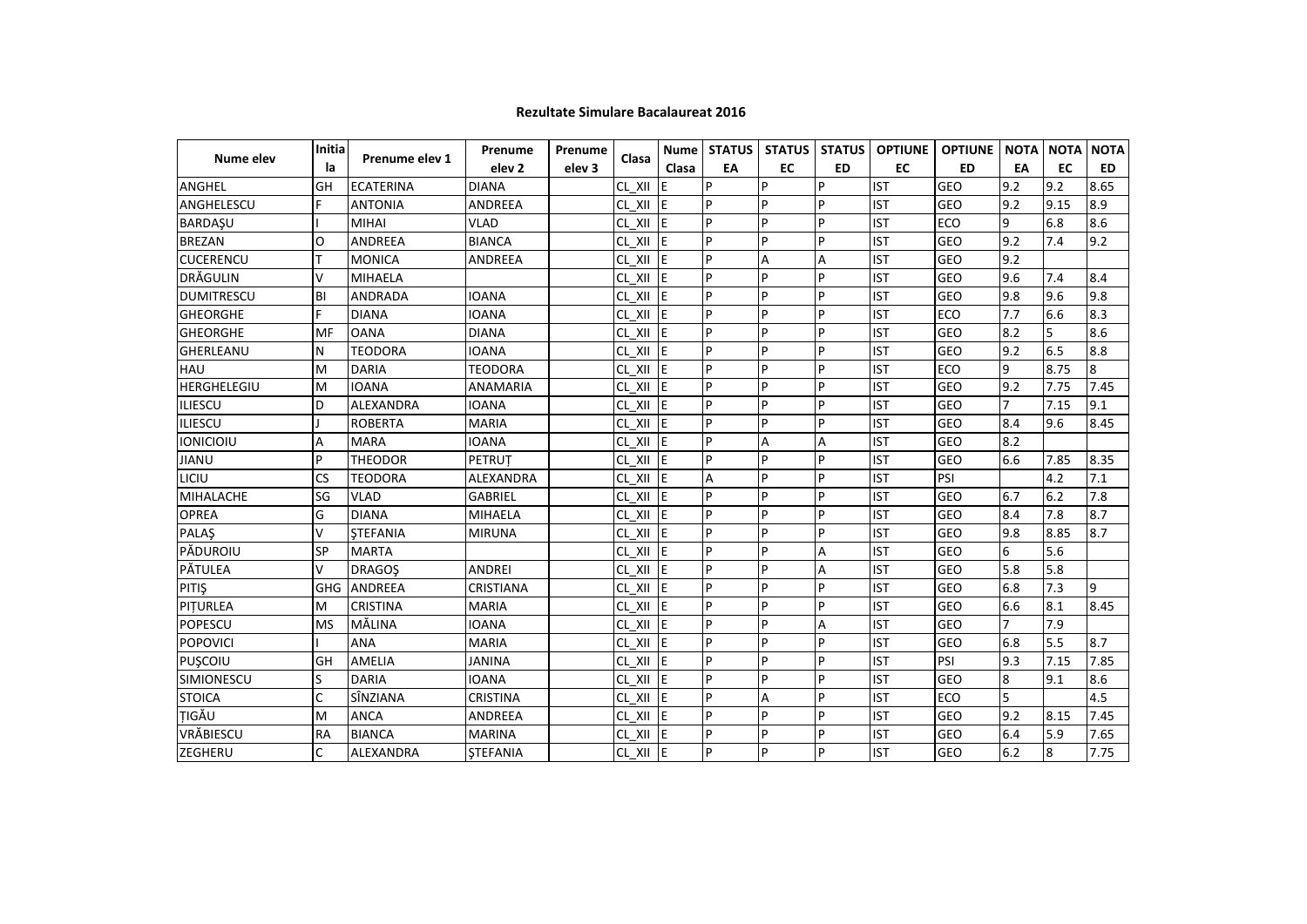## Rezultate Simulare Bacalaureat 2016

| Nume elev | Initiala | Prenume elev 1 | Prenume elev 2 | Prenume elev 3 | Clasa | Nume Clasa | STATUS EA | STATUS EC | STATUS ED | OPTIUNE EC | OPTIUNE ED | NOTA EA | NOTA EC | NOTA ED |
|---|---|---|---|---|---|---|---|---|---|---|---|---|---|---|
| ANGHEL | GH | ECATERINA | DIANA | | CL_XII | E | P | P | P | IST | GEO | 9.2 | 9.2 | 8.65 |
| ANGHELESCU | F | ANTONIA | ANDREEA | | CL_XII | E | P | P | P | IST | GEO | 9.2 | 9.15 | 8.9 |
| BARDAŞU | I | MIHAI | VLAD | | CL_XII | E | P | P | P | IST | ECO | 9 | 6.8 | 8.6 |
| BREZAN | O | ANDREEA | BIANCA | | CL_XII | E | P | P | P | IST | GEO | 9.2 | 7.4 | 9.2 |
| CUCERENCU | T | MONICA | ANDREEA | | CL_XII | E | P | A | A | IST | GEO | 9.2 | | |
| DRĂGULIN | V | MIHAELA | | | CL_XII | E | P | P | P | IST | GEO | 9.6 | 7.4 | 8.4 |
| DUMITRESCU | BI | ANDRADA | IOANA | | CL_XII | E | P | P | P | IST | GEO | 9.8 | 9.6 | 9.8 |
| GHEORGHE | F | DIANA | IOANA | | CL_XII | E | P | P | P | IST | ECO | 7.7 | 6.6 | 8.3 |
| GHEORGHE | MF | OANA | DIANA | | CL_XII | E | P | P | P | IST | GEO | 8.2 | 5 | 8.6 |
| GHERLEANU | N | TEODORA | IOANA | | CL_XII | E | P | P | P | IST | GEO | 9.2 | 6.5 | 8.8 |
| HAU | M | DARIA | TEODORA | | CL_XII | E | P | P | P | IST | ECO | 9 | 8.75 | 8 |
| HERGHELEGIU | M | IOANA | ANAMARIA | | CL_XII | E | P | P | P | IST | GEO | 9.2 | 7.75 | 7.45 |
| ILIESCU | D | ALEXANDRA | IOANA | | CL_XII | E | P | P | P | IST | GEO | 7 | 7.15 | 9.1 |
| ILIESCU | J | ROBERTA | MARIA | | CL_XII | E | P | P | P | IST | GEO | 8.4 | 9.6 | 8.45 |
| IONICIOIU | A | MARA | IOANA | | CL_XII | E | P | A | A | IST | GEO | 8.2 | | |
| JIANU | P | THEODOR | PETRUȚ | | CL_XII | E | P | P | P | IST | GEO | 6.6 | 7.85 | 8.35 |
| LICIU | CS | TEODORA | ALEXANDRA | | CL_XII | E | A | P | P | IST | PSI | | 4.2 | 7.1 |
| MIHALACHE | SG | VLAD | GABRIEL | | CL_XII | E | P | P | P | IST | GEO | 6.7 | 6.2 | 7.8 |
| OPREA | G | DIANA | MIHAELA | | CL_XII | E | P | P | P | IST | GEO | 8.4 | 7.8 | 8.7 |
| PALAŞ | V | ŞTEFANIA | MIRUNA | | CL_XII | E | P | P | P | IST | GEO | 9.8 | 8.85 | 8.7 |
| PĂDUROIU | SP | MARTA | | | CL_XII | E | P | P | A | IST | GEO | 6 | 5.6 | |
| PĂTULEA | V | DRAGOŞ | ANDREI | | CL_XII | E | P | P | A | IST | GEO | 5.8 | 5.8 | |
| PITIŞ | GHG | ANDREEA | CRISTIANA | | CL_XII | E | P | P | P | IST | GEO | 6.8 | 7.3 | 9 |
| PIȚURLEA | M | CRISTINA | MARIA | | CL_XII | E | P | P | P | IST | GEO | 6.6 | 8.1 | 8.45 |
| POPESCU | MS | MĂLINA | IOANA | | CL_XII | E | P | P | A | IST | GEO | 7 | 7.9 | |
| POPOVICI | I | ANA | MARIA | | CL_XII | E | P | P | P | IST | GEO | 6.8 | 5.5 | 8.7 |
| PUŞCOIU | GH | AMELIA | JANINA | | CL_XII | E | P | P | P | IST | PSI | 9.3 | 7.15 | 7.85 |
| SIMIONESCU | S | DARIA | IOANA | | CL_XII | E | P | P | P | IST | GEO | 8 | 9.1 | 8.6 |
| STOICA | C | SÎNZIANA | CRISTINA | | CL_XII | E | P | A | P | IST | ECO | 5 | | 4.5 |
| ȚIGĂU | M | ANCA | ANDREEA | | CL_XII | E | P | P | P | IST | GEO | 9.2 | 8.15 | 7.45 |
| VRĂBIESCU | RA | BIANCA | MARINA | | CL_XII | E | P | P | P | IST | GEO | 6.4 | 5.9 | 7.65 |
| ZEGHERU | C | ALEXANDRA | ŞTEFANIA | | CL_XII | E | P | P | P | IST | GEO | 6.2 | 8 | 7.75 |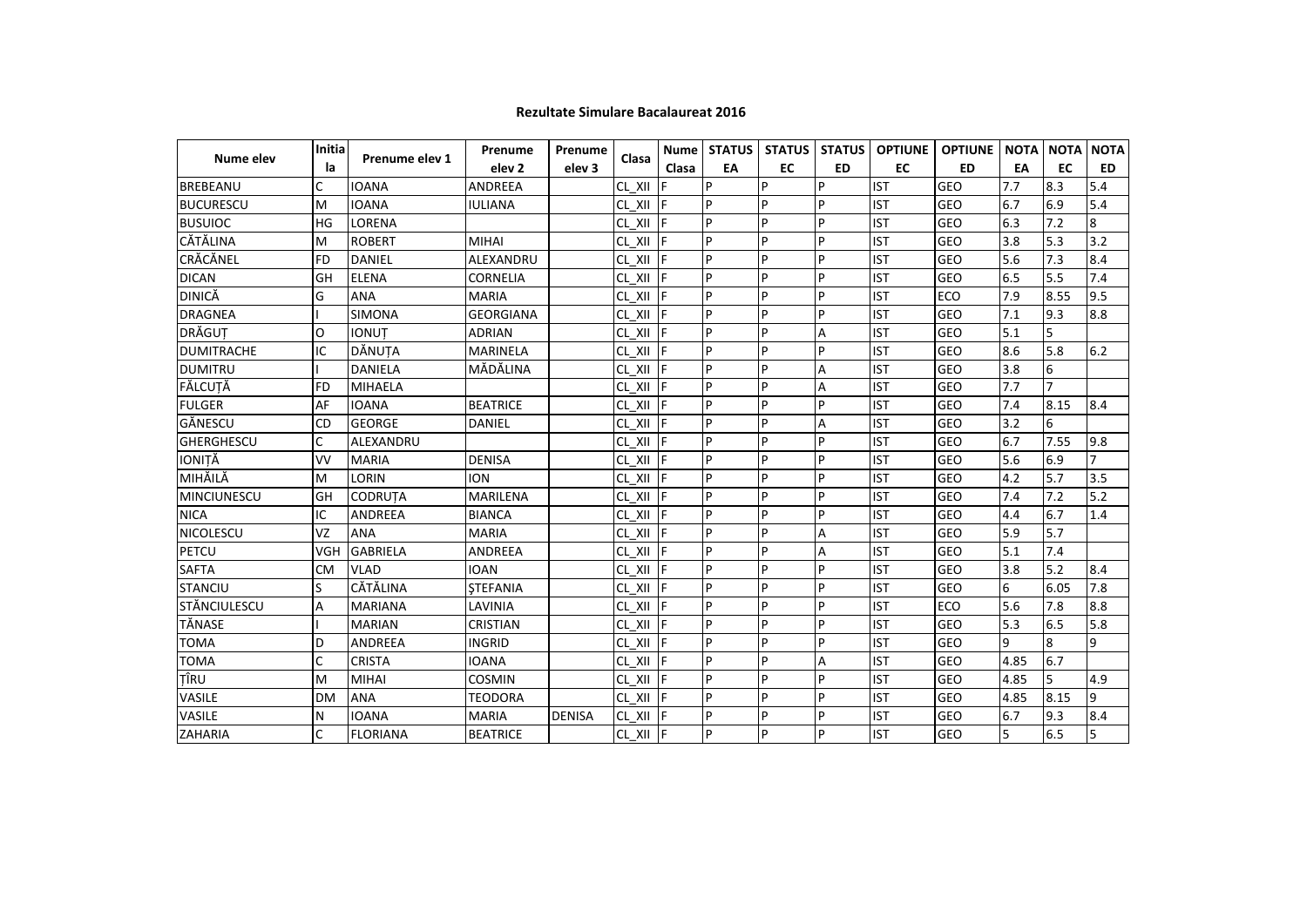## Rezultate Simulare Bacalaureat 2016

| Nume elev | Initiala | Prenume elev 1 | Prenume elev 2 | Prenume elev 3 | Clasa | Nume Clasa | STATUS EA | STATUS EC | STATUS ED | OPTIUNE EC | OPTIUNE ED | NOTA EA | NOTA EC | NOTA ED |
|---|---|---|---|---|---|---|---|---|---|---|---|---|---|---|
| BREBEANU | C | IOANA | ANDREEA | | CL_XII | F | P | P | P | IST | GEO | 7.7 | 8.3 | 5.4 |
| BUCURESCU | M | IOANA | IULIANA | | CL_XII | F | P | P | P | IST | GEO | 6.7 | 6.9 | 5.4 |
| BUSUIOC | HG | LORENA | | | CL_XII | F | P | P | P | IST | GEO | 6.3 | 7.2 | 8 |
| CĂTĂLINA | M | ROBERT | MIHAI | | CL_XII | F | P | P | P | IST | GEO | 3.8 | 5.3 | 3.2 |
| CRĂCĂNEL | FD | DANIEL | ALEXANDRU | | CL_XII | F | P | P | P | IST | GEO | 5.6 | 7.3 | 8.4 |
| DICAN | GH | ELENA | CORNELIA | | CL_XII | F | P | P | P | IST | GEO | 6.5 | 5.5 | 7.4 |
| DINICĂ | G | ANA | MARIA | | CL_XII | F | P | P | P | IST | ECO | 7.9 | 8.55 | 9.5 |
| DRAGNEA | I | SIMONA | GEORGIANA | | CL_XII | F | P | P | P | IST | GEO | 7.1 | 9.3 | 8.8 |
| DRĂGUȚ | O | IONUȚ | ADRIAN | | CL_XII | F | P | P | A | IST | GEO | 5.1 | 5 | |
| DUMITRACHE | IC | DĂNUȚA | MARINELA | | CL_XII | F | P | P | P | IST | GEO | 8.6 | 5.8 | 6.2 |
| DUMITRU | I | DANIELA | MĂDĂLINA | | CL_XII | F | P | P | A | IST | GEO | 3.8 | 6 | |
| FĂLCUȚĂ | FD | MIHAELA | | | CL_XII | F | P | P | A | IST | GEO | 7.7 | 7 | |
| FULGER | AF | IOANA | BEATRICE | | CL_XII | F | P | P | P | IST | GEO | 7.4 | 8.15 | 8.4 |
| GĂNESCU | CD | GEORGE | DANIEL | | CL_XII | F | P | P | A | IST | GEO | 3.2 | 6 | |
| GHERGHESCU | C | ALEXANDRU | | | CL_XII | F | P | P | P | IST | GEO | 6.7 | 7.55 | 9.8 |
| IONIȚĂ | VV | MARIA | DENISA | | CL_XII | F | P | P | P | IST | GEO | 5.6 | 6.9 | 7 |
| MIHĂILĂ | M | LORIN | ION | | CL_XII | F | P | P | P | IST | GEO | 4.2 | 5.7 | 3.5 |
| MINCIUNESCU | GH | CODRUȚA | MARILENA | | CL_XII | F | P | P | P | IST | GEO | 7.4 | 7.2 | 5.2 |
| NICA | IC | ANDREEA | BIANCA | | CL_XII | F | P | P | P | IST | GEO | 4.4 | 6.7 | 1.4 |
| NICOLESCU | VZ | ANA | MARIA | | CL_XII | F | P | P | A | IST | GEO | 5.9 | 5.7 | |
| PETCU | VGH | GABRIELA | ANDREEA | | CL_XII | F | P | P | A | IST | GEO | 5.1 | 7.4 | |
| SAFTA | CM | VLAD | IOAN | | CL_XII | F | P | P | P | IST | GEO | 3.8 | 5.2 | 8.4 |
| STANCIU | S | CĂTĂLINA | ȘTEFANIA | | CL_XII | F | P | P | P | IST | GEO | 6 | 6.05 | 7.8 |
| STĂNCIULESCU | A | MARIANA | LAVINIA | | CL_XII | F | P | P | P | IST | ECO | 5.6 | 7.8 | 8.8 |
| TĂNASE | I | MARIAN | CRISTIAN | | CL_XII | F | P | P | P | IST | GEO | 5.3 | 6.5 | 5.8 |
| TOMA | D | ANDREEA | INGRID | | CL_XII | F | P | P | P | IST | GEO | 9 | 8 | 9 |
| TOMA | C | CRISTA | IOANA | | CL_XII | F | P | P | A | IST | GEO | 4.85 | 6.7 | |
| ȚÎRU | M | MIHAI | COSMIN | | CL_XII | F | P | P | P | IST | GEO | 4.85 | 5 | 4.9 |
| VASILE | DM | ANA | TEODORA | | CL_XII | F | P | P | P | IST | GEO | 4.85 | 8.15 | 9 |
| VASILE | N | IOANA | MARIA | DENISA | CL_XII | F | P | P | P | IST | GEO | 6.7 | 9.3 | 8.4 |
| ZAHARIA | C | FLORIANA | BEATRICE | | CL_XII | F | P | P | P | IST | GEO | 5 | 6.5 | 5 |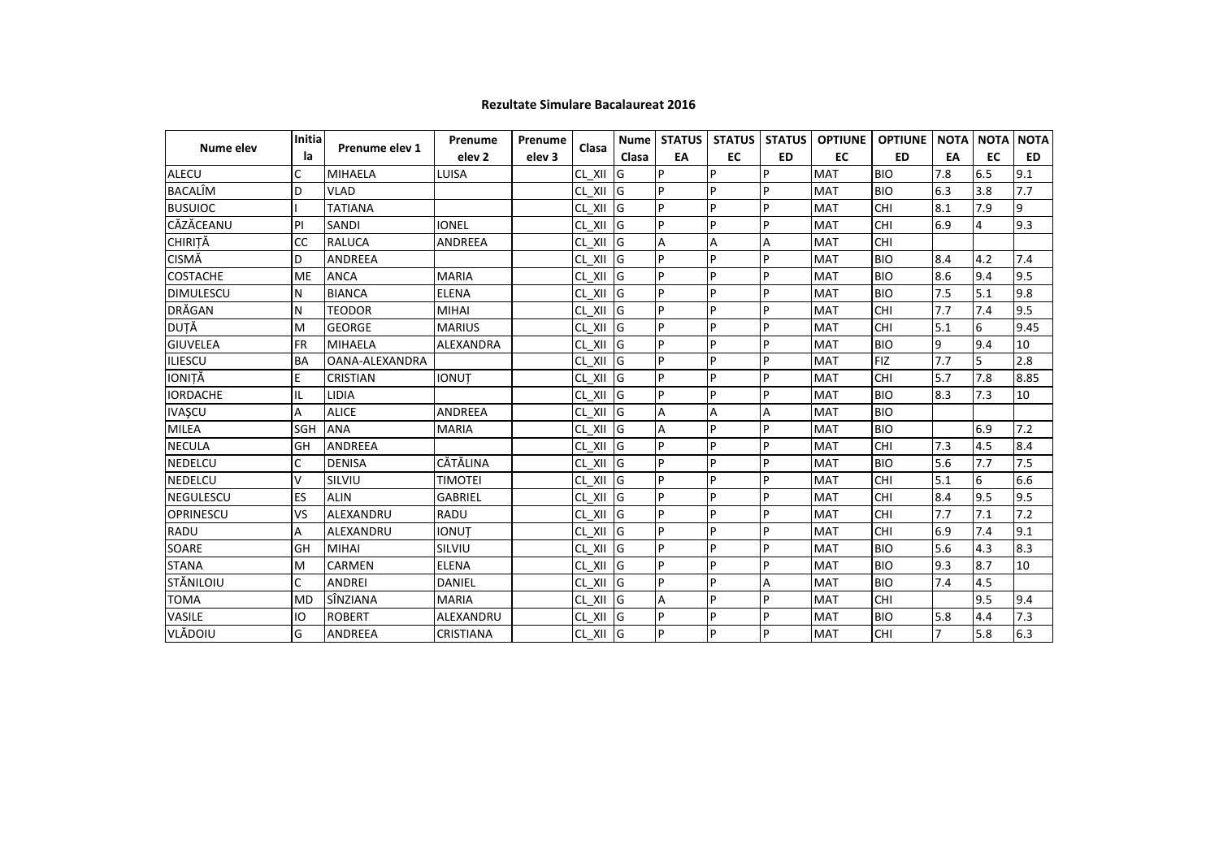**Rezultate Simulare Bacalaureat 2016**

| Nume elev | Initiala | Prenume elev 1 | Prenume elev 2 | Prenume elev 3 | Clasa | Nume Clasa | STATUS EA | STATUS EC | STATUS ED | OPTIUNE EC | OPTIUNE ED | NOTA EA | NOTA EC | NOTA ED |
|---|---|---|---|---|---|---|---|---|---|---|---|---|---|---|
| ALECU | C | MIHAELA | LUISA | | CL_XII | G | P | P | P | MAT | BIO | 7.8 | 6.5 | 9.1 |
| BACALÎM | D | VLAD | | | CL_XII | G | P | P | P | MAT | BIO | 6.3 | 3.8 | 7.7 |
| BUSUIOC | I | TATIANA | | | CL_XII | G | P | P | P | MAT | CHI | 8.1 | 7.9 | 9 |
| CĂZĂCEANU | PI | SANDI | IONEL | | CL_XII | G | P | P | P | MAT | CHI | 6.9 | 4 | 9.3 |
| CHIRIȚĂ | CC | RALUCA | ANDREEA | | CL_XII | G | A | A | A | MAT | CHI | | | |
| CISMĂ | D | ANDREEA | | | CL_XII | G | P | P | P | MAT | BIO | 8.4 | 4.2 | 7.4 |
| COSTACHE | ME | ANCA | MARIA | | CL_XII | G | P | P | P | MAT | BIO | 8.6 | 9.4 | 9.5 |
| DIMULESCU | N | BIANCA | ELENA | | CL_XII | G | P | P | P | MAT | BIO | 7.5 | 5.1 | 9.8 |
| DRĂGAN | N | TEODOR | MIHAI | | CL_XII | G | P | P | P | MAT | CHI | 7.7 | 7.4 | 9.5 |
| DUȚĂ | M | GEORGE | MARIUS | | CL_XII | G | P | P | P | MAT | CHI | 5.1 | 6 | 9.45 |
| GIUVELEA | FR | MIHAELA | ALEXANDRA | | CL_XII | G | P | P | P | MAT | BIO | 9 | 9.4 | 10 |
| ILIESCU | BA | OANA-ALEXANDRA | | | CL_XII | G | P | P | P | MAT | FIZ | 7.7 | 5 | 2.8 |
| IONIȚĂ | E | CRISTIAN | IONUȚ | | CL_XII | G | P | P | P | MAT | CHI | 5.7 | 7.8 | 8.85 |
| IORDACHE | IL | LIDIA | | | CL_XII | G | P | P | P | MAT | BIO | 8.3 | 7.3 | 10 |
| IVAȘCU | A | ALICE | ANDREEA | | CL_XII | G | A | A | A | MAT | BIO | | | |
| MILEA | SGH | ANA | MARIA | | CL_XII | G | A | P | P | MAT | BIO | | 6.9 | 7.2 |
| NECULA | GH | ANDREEA | | | CL_XII | G | P | P | P | MAT | CHI | 7.3 | 4.5 | 8.4 |
| NEDELCU | C | DENISA | CĂTĂLINA | | CL_XII | G | P | P | P | MAT | BIO | 5.6 | 7.7 | 7.5 |
| NEDELCU | V | SILVIU | TIMOTEI | | CL_XII | G | P | P | P | MAT | CHI | 5.1 | 6 | 6.6 |
| NEGULESCU | ES | ALIN | GABRIEL | | CL_XII | G | P | P | P | MAT | CHI | 8.4 | 9.5 | 9.5 |
| OPRINESCU | VS | ALEXANDRU | RADU | | CL_XII | G | P | P | P | MAT | CHI | 7.7 | 7.1 | 7.2 |
| RADU | A | ALEXANDRU | IONUȚ | | CL_XII | G | P | P | P | MAT | CHI | 6.9 | 7.4 | 9.1 |
| SOARE | GH | MIHAI | SILVIU | | CL_XII | G | P | P | P | MAT | BIO | 5.6 | 4.3 | 8.3 |
| STANA | M | CARMEN | ELENA | | CL_XII | G | P | P | P | MAT | BIO | 9.3 | 8.7 | 10 |
| STĂNILOIU | C | ANDREI | DANIEL | | CL_XII | G | P | P | A | MAT | BIO | 7.4 | 4.5 | |
| TOMA | MD | SÎNZIANA | MARIA | | CL_XII | G | A | P | P | MAT | CHI | | 9.5 | 9.4 |
| VASILE | IO | ROBERT | ALEXANDRU | | CL_XII | G | P | P | P | MAT | BIO | 5.8 | 4.4 | 7.3 |
| VLĂDOIU | G | ANDREEA | CRISTIANA | | CL_XII | G | P | P | P | MAT | CHI | 7 | 5.8 | 6.3 |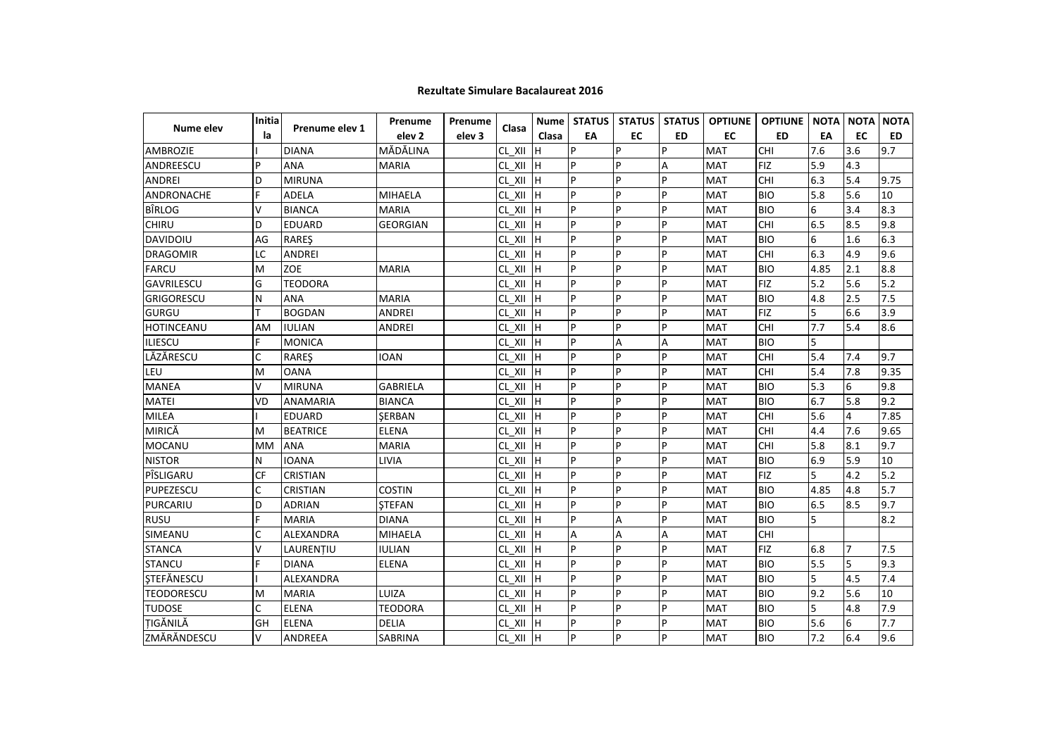**Rezultate Simulare Bacalaureat 2016**

| Nume elev | Initiala | Prenume elev 1 | Prenume elev 2 | Prenume elev 3 | Clasa | Nume Clasa | STATUS EA | STATUS EC | STATUS ED | OPTIUNE EC | OPTIUNE ED | NOTA EA | NOTA EC | NOTA ED |
|---|---|---|---|---|---|---|---|---|---|---|---|---|---|---|
| AMBROZIE | I | DIANA | MĂDĂLINA | | CL_XII | H | P | P | P | MAT | CHI | 7.6 | 3.6 | 9.7 |
| ANDREESCU | P | ANA | MARIA | | CL_XII | H | P | P | A | MAT | FIZ | 5.9 | 4.3 | |
| ANDREI | D | MIRUNA | | | CL_XII | H | P | P | P | MAT | CHI | 6.3 | 5.4 | 9.75 |
| ANDRONACHE | F | ADELA | MIHAELA | | CL_XII | H | P | P | P | MAT | BIO | 5.8 | 5.6 | 10 |
| BÎRLOG | V | BIANCA | MARIA | | CL_XII | H | P | P | P | MAT | BIO | 6 | 3.4 | 8.3 |
| CHIRU | D | EDUARD | GEORGIAN | | CL_XII | H | P | P | P | MAT | CHI | 6.5 | 8.5 | 9.8 |
| DAVIDOIU | AG | RAREȘ | | | CL_XII | H | P | P | P | MAT | BIO | 6 | 1.6 | 6.3 |
| DRAGOMIR | LC | ANDREI | | | CL_XII | H | P | P | P | MAT | CHI | 6.3 | 4.9 | 9.6 |
| FARCU | M | ZOE | MARIA | | CL_XII | H | P | P | P | MAT | BIO | 4.85 | 2.1 | 8.8 |
| GAVRILESCU | G | TEODORA | | | CL_XII | H | P | P | P | MAT | FIZ | 5.2 | 5.6 | 5.2 |
| GRIGORESCU | N | ANA | MARIA | | CL_XII | H | P | P | P | MAT | BIO | 4.8 | 2.5 | 7.5 |
| GURGU | T | BOGDAN | ANDREI | | CL_XII | H | P | P | P | MAT | FIZ | 5 | 6.6 | 3.9 |
| HOTINCEANU | AM | IULIAN | ANDREI | | CL_XII | H | P | P | P | MAT | CHI | 7.7 | 5.4 | 8.6 |
| ILIESCU | F | MONICA | | | CL_XII | H | P | A | A | MAT | BIO | 5 | | |
| LĂZĂRESCU | C | RAREȘ | IOAN | | CL_XII | H | P | P | P | MAT | CHI | 5.4 | 7.4 | 9.7 |
| LEU | M | OANA | | | CL_XII | H | P | P | P | MAT | CHI | 5.4 | 7.8 | 9.35 |
| MANEA | V | MIRUNA | GABRIELA | | CL_XII | H | P | P | P | MAT | BIO | 5.3 | 6 | 9.8 |
| MATEI | VD | ANAMARIA | BIANCA | | CL_XII | H | P | P | P | MAT | BIO | 6.7 | 5.8 | 9.2 |
| MILEA | I | EDUARD | ȘERBAN | | CL_XII | H | P | P | P | MAT | CHI | 5.6 | 4 | 7.85 |
| MIRICĂ | M | BEATRICE | ELENA | | CL_XII | H | P | P | P | MAT | CHI | 4.4 | 7.6 | 9.65 |
| MOCANU | MM | ANA | MARIA | | CL_XII | H | P | P | P | MAT | CHI | 5.8 | 8.1 | 9.7 |
| NISTOR | N | IOANA | LIVIA | | CL_XII | H | P | P | P | MAT | BIO | 6.9 | 5.9 | 10 |
| PÎSLIGARU | CF | CRISTIAN | | | CL_XII | H | P | P | P | MAT | FIZ | 5 | 4.2 | 5.2 |
| PUPEZESCU | C | CRISTIAN | COSTIN | | CL_XII | H | P | P | P | MAT | BIO | 4.85 | 4.8 | 5.7 |
| PURCARIU | D | ADRIAN | ȘTEFAN | | CL_XII | H | P | P | P | MAT | BIO | 6.5 | 8.5 | 9.7 |
| RUSU | F | MARIA | DIANA | | CL_XII | H | P | A | P | MAT | BIO | 5 | | 8.2 |
| SIMEANU | C | ALEXANDRA | MIHAELA | | CL_XII | H | A | A | A | MAT | CHI | | | |
| STANCA | V | LAURENȚIU | IULIAN | | CL_XII | H | P | P | P | MAT | FIZ | 6.8 | 7 | 7.5 |
| STANCU | F | DIANA | ELENA | | CL_XII | H | P | P | P | MAT | BIO | 5.5 | 5 | 9.3 |
| ȘTEFĂNESCU | I | ALEXANDRA | | | CL_XII | H | P | P | P | MAT | BIO | 5 | 4.5 | 7.4 |
| TEODORESCU | M | MARIA | LUIZA | | CL_XII | H | P | P | P | MAT | BIO | 9.2 | 5.6 | 10 |
| TUDOSE | C | ELENA | TEODORA | | CL_XII | H | P | P | P | MAT | BIO | 5 | 4.8 | 7.9 |
| ȚIGĂNILĂ | GH | ELENA | DELIA | | CL_XII | H | P | P | P | MAT | BIO | 5.6 | 6 | 7.7 |
| ZMĂRĂNDESCU | V | ANDREEA | SABRINA | | CL_XII | H | P | P | P | MAT | BIO | 7.2 | 6.4 | 9.6 |